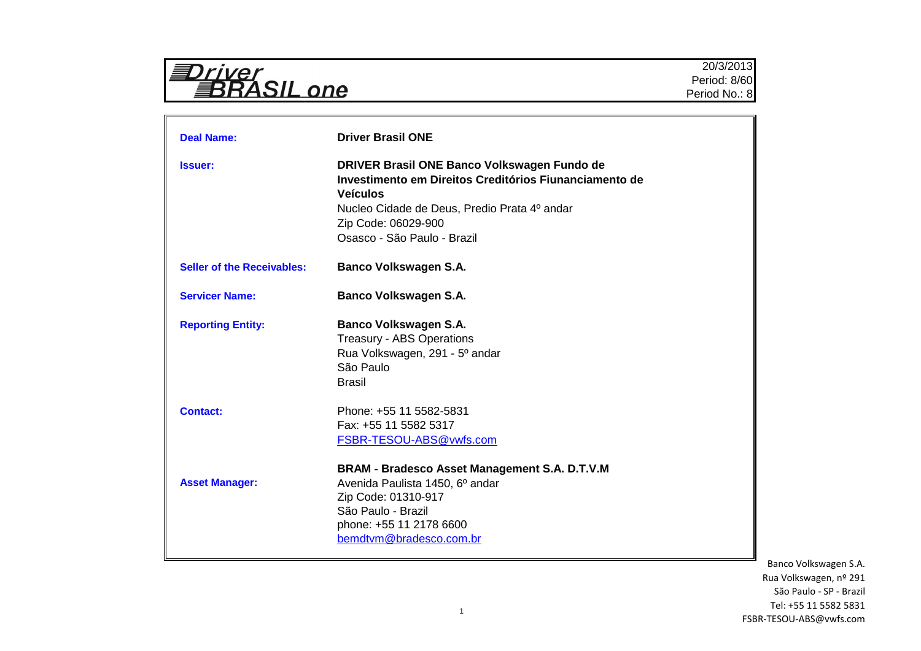# Driver BRASIL one

20/3/2013
Period: 8/60
Period No.: 8

| | |
|---|---|
| **Deal Name:** | **Driver Brasil ONE** |
| **Issuer:** | **DRIVER Brasil ONE Banco Volkswagen Fundo de Investimento em Direitos Creditórios Fiunanciamento de Veículos**<br>Nucleo Cidade de Deus, Predio Prata 4º andar<br>Zip Code: 06029-900<br>Osasco - São Paulo - Brazil |
| **Seller of the Receivables:** | **Banco Volkswagen S.A.** |
| **Servicer Name:** | **Banco Volkswagen S.A.** |
| **Reporting Entity:** | **Banco Volkswagen S.A.**<br>Treasury - ABS Operations<br>Rua Volkswagen, 291 - 5º andar<br>São Paulo<br>Brasil |
| **Contact:** | Phone: +55 11 5582-5831<br>Fax: +55 11 5582 5317<br>FSBR-TESOU-ABS@vwfs.com |
| **Asset Manager:** | **BRAM - Bradesco Asset Management S.A. D.T.V.M**<br>Avenida Paulista 1450, 6º andar<br>Zip Code: 01310-917<br>São Paulo - Brazil<br>phone: +55 11 2178 6600<br>bemdtvm@bradesco.com.br |

Banco Volkswagen S.A.
Rua Volkswagen, nº 291
São Paulo - SP - Brazil
Tel: +55 11 5582 5831
FSBR-TESOU-ABS@vwfs.com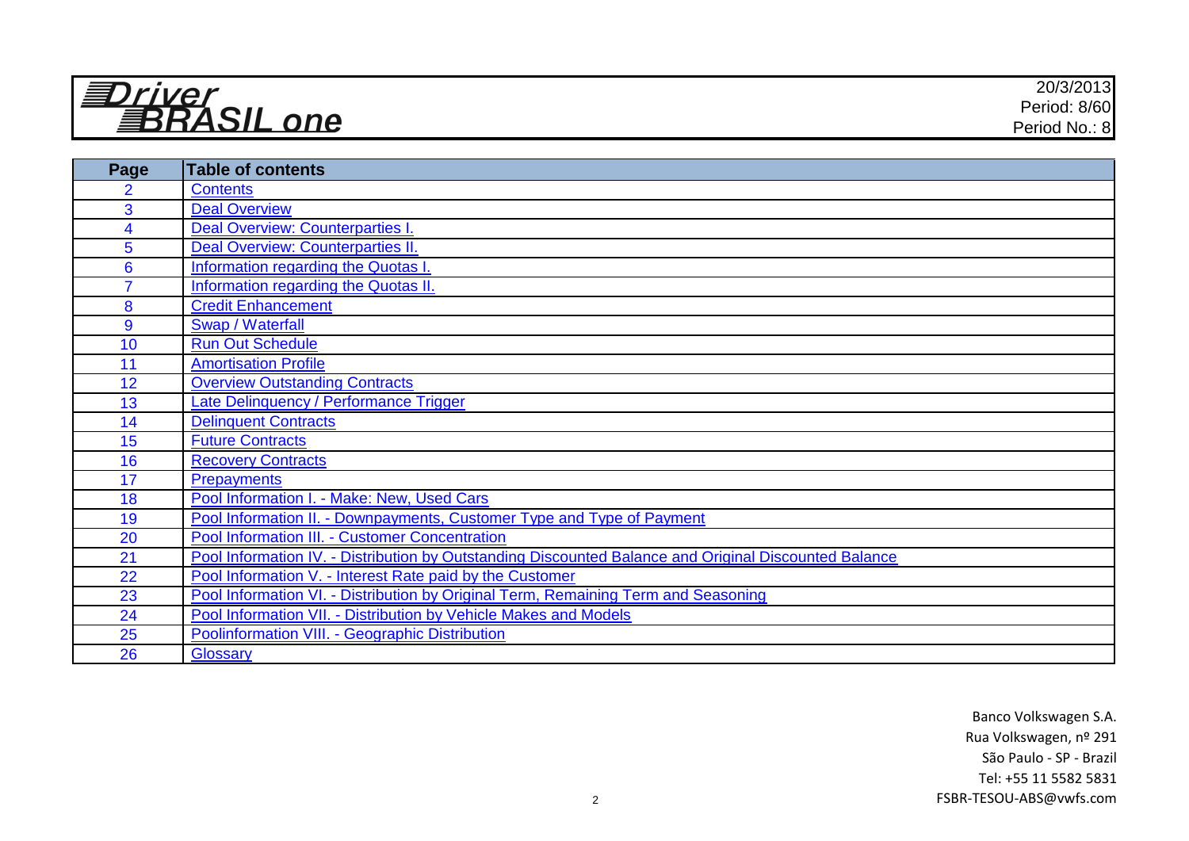# Driver BRASIL one

20/3/2013
Period: 8/60
Period No.: 8

| Page | Table of contents |
|---|---|
| 2 | Contents |
| 3 | Deal Overview |
| 4 | Deal Overview: Counterparties I. |
| 5 | Deal Overview: Counterparties II. |
| 6 | Information regarding the Quotas I. |
| 7 | Information regarding the Quotas II. |
| 8 | Credit Enhancement |
| 9 | Swap / Waterfall |
| 10 | Run Out Schedule |
| 11 | Amortisation Profile |
| 12 | Overview Outstanding Contracts |
| 13 | Late Delinquency / Performance Trigger |
| 14 | Delinquent Contracts |
| 15 | Future Contracts |
| 16 | Recovery Contracts |
| 17 | Prepayments |
| 18 | Pool Information I. - Make: New, Used Cars |
| 19 | Pool Information II. - Downpayments, Customer Type and Type of Payment |
| 20 | Pool Information III. - Customer Concentration |
| 21 | Pool Information IV. - Distribution by Outstanding Discounted Balance and Original Discounted Balance |
| 22 | Pool Information V. - Interest Rate paid by the Customer |
| 23 | Pool Information VI. - Distribution by Original Term, Remaining Term and Seasoning |
| 24 | Pool Information VII. - Distribution by Vehicle Makes and Models |
| 25 | Poolinformation VIII. - Geographic Distribution |
| 26 | Glossary |

Banco Volkswagen S.A.
Rua Volkswagen, nº 291
São Paulo - SP - Brazil
Tel: +55 11 5582 5831
FSBR-TESOU-ABS@vwfs.com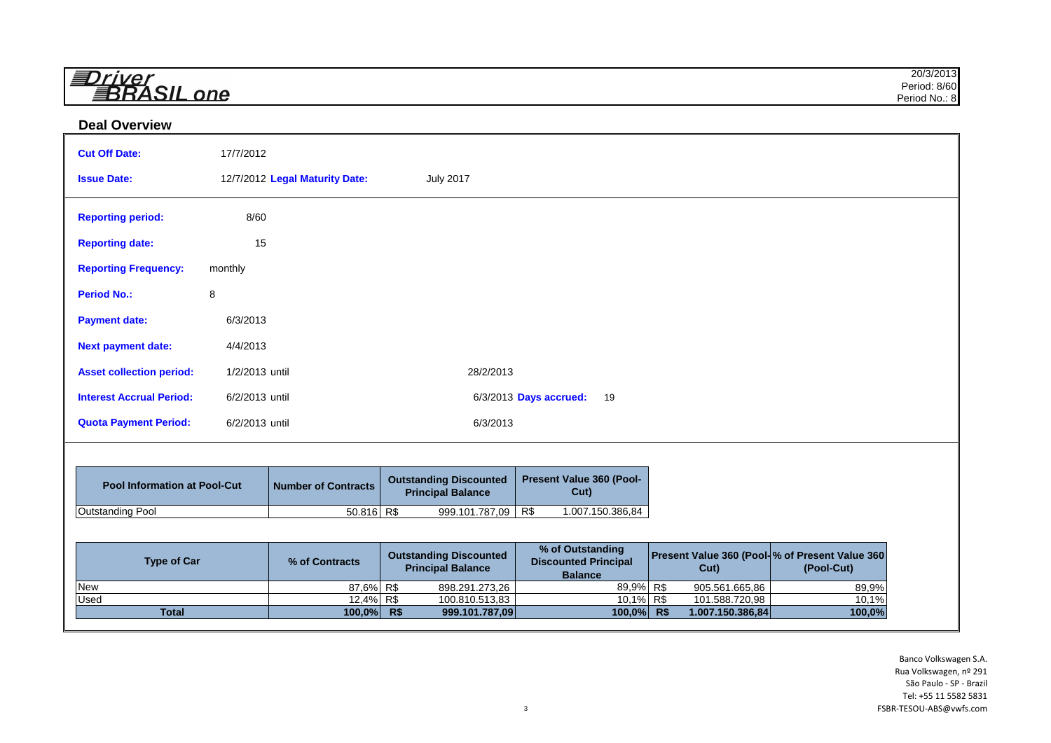# Driver BRASIL one

20/3/2013
Period: 8/60
Period No.: 8

## Deal Overview

| | | | |
|---|---|---|---|
| **Cut Off Date:** | 17/7/2012 | | |
| **Issue Date:** | 12/7/2012 | **Legal Maturity Date:** | July 2017 |
| **Reporting period:** | 8/60 | | |
| **Reporting date:** | 15 | | |
| **Reporting Frequency:** | monthly | | |
| **Period No.:** | 8 | | |
| **Payment date:** | 6/3/2013 | | |
| **Next payment date:** | 4/4/2013 | | |
| **Asset collection period:** | 1/2/2013 until | 28/2/2013 | |
| **Interest Accrual Period:** | 6/2/2013 until | 6/3/2013 | **Days accrued:** 19 |
| **Quota Payment Period:** | 6/2/2013 until | 6/3/2013 | |

| Pool Information at Pool-Cut | Number of Contracts | Outstanding Discounted Principal Balance | Present Value 360 (Pool-Cut) |
|---|---|---|---|
| Outstanding Pool | 50.816 | R$ 999.101.787,09 | R$ 1.007.150.386,84 |

| Type of Car | % of Contracts | Outstanding Discounted Principal Balance | % of Outstanding Discounted Principal Balance | Present Value 360 (Pool-Cut) | % of Present Value 360 (Pool-Cut) |
|---|---|---|---|---|---|
| New | 87,6% | R$ 898.291.273,26 | 89,9% | R$ 905.561.665,86 | 89,9% |
| Used | 12,4% | R$ 100.810.513,83 | 10,1% | R$ 101.588.720,98 | 10,1% |
| **Total** | **100,0%** | **R$ 999.101.787,09** | **100,0%** | **R$ 1.007.150.386,84** | **100,0%** |

Banco Volkswagen S.A.
Rua Volkswagen, nº 291
São Paulo - SP - Brazil
Tel: +55 11 5582 5831
FSBR-TESOU-ABS@vwfs.com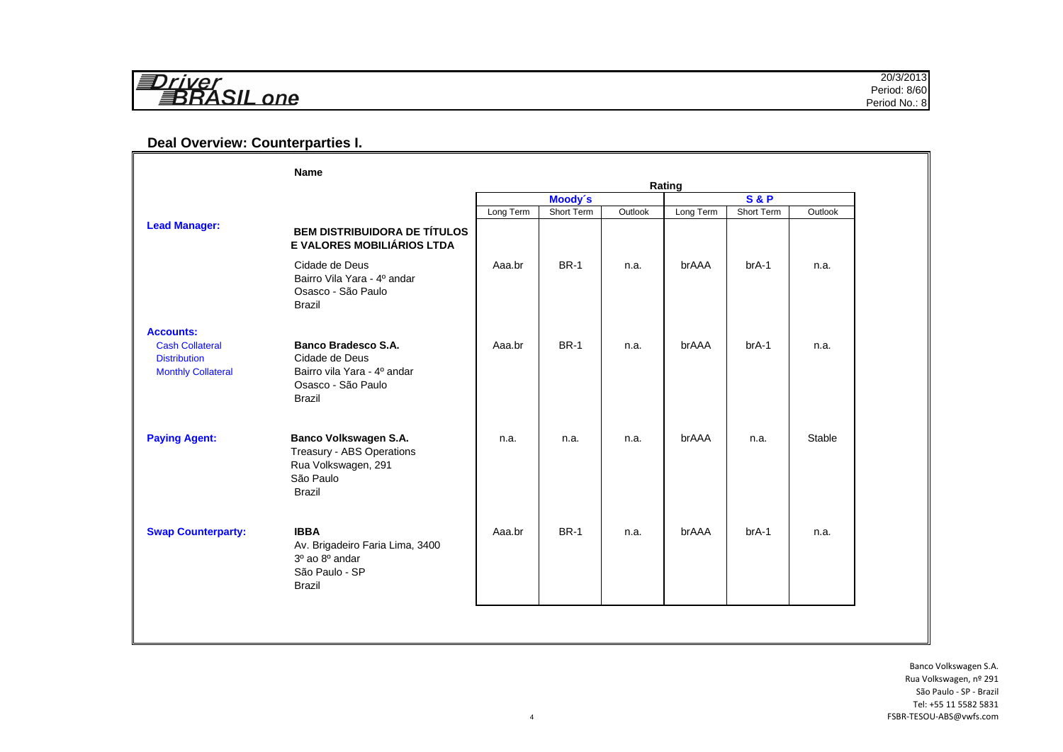## Deal Overview: Counterparties I.

| | Name | Rating | | | | | |
|---|---|---|---|---|---|---|---|
| | | Moody´s | | | S & P | | |
| | | Long Term | Short Term | Outlook | Long Term | Short Term | Outlook |
| **Lead Manager:** | **BEM DISTRIBUIDORA DE TÍTULOS E VALORES MOBILIÁRIOS LTDA**<br>Cidade de Deus<br>Bairro Vila Yara - 4º andar<br>Osasco - São Paulo<br>Brazil | Aaa.br | BR-1 | n.a. | brAAA | brA-1 | n.a. |
| **Accounts:**<br>Cash Collateral<br>Distribution<br>Monthly Collateral | **Banco Bradesco S.A.**<br>Cidade de Deus<br>Bairro vila Yara - 4º andar<br>Osasco - São Paulo<br>Brazil | Aaa.br | BR-1 | n.a. | brAAA | brA-1 | n.a. |
| **Paying Agent:** | **Banco Volkswagen S.A.**<br>Treasury - ABS Operations<br>Rua Volkswagen, 291<br>São Paulo<br>Brazil | n.a. | n.a. | n.a. | brAAA | n.a. | Stable |
| **Swap Counterparty:** | **IBBA**<br>Av. Brigadeiro Faria Lima, 3400<br>3º ao 8º andar<br>São Paulo - SP<br>Brazil | Aaa.br | BR-1 | n.a. | brAAA | brA-1 | n.a. |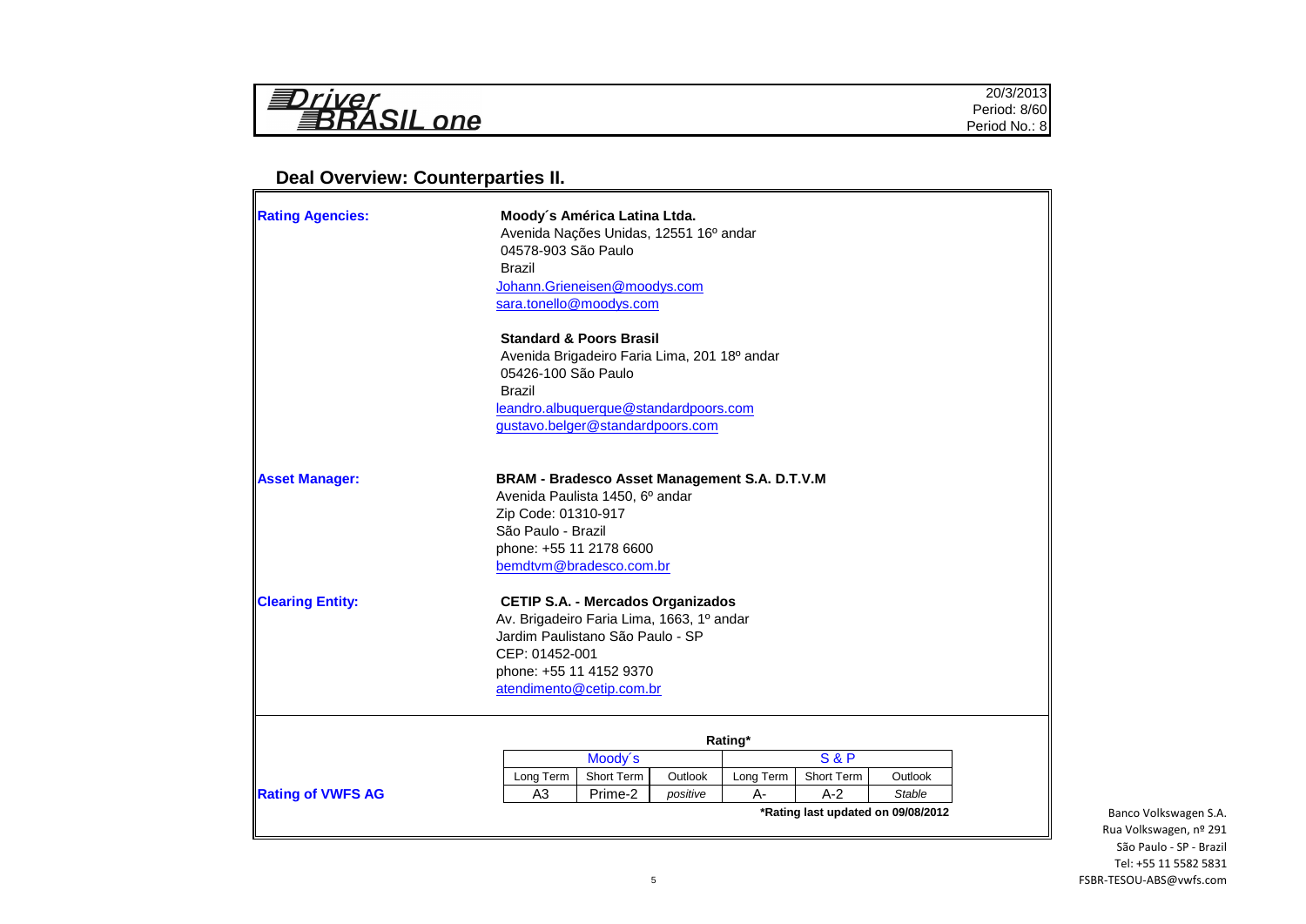# Driver BRASIL one

20/3/2013
Period: 8/60
Period No.: 8

## Deal Overview: Counterparties II.

**Rating Agencies:**

**Moody´s América Latina Ltda.**
Avenida Nações Unidas, 12551 16º andar
04578-903 São Paulo
Brazil
Johann.Grieneisen@moodys.com
sara.tonello@moodys.com

**Standard & Poors Brasil**
Avenida Brigadeiro Faria Lima, 201 18º andar
05426-100 São Paulo
Brazil
leandro.albuquerque@standardpoors.com
gustavo.belger@standardpoors.com

**Asset Manager:**

**BRAM - Bradesco Asset Management S.A. D.T.V.M**
Avenida Paulista 1450, 6º andar
Zip Code: 01310-917
São Paulo - Brazil
phone: +55 11 2178 6600
bemdtvm@bradesco.com.br

**Clearing Entity:**

**CETIP S.A. - Mercados Organizados**
Av. Brigadeiro Faria Lima, 1663, 1º andar
Jardim Paulistano São Paulo - SP
CEP: 01452-001
phone: +55 11 4152 9370
atendimento@cetip.com.br

**Rating***

| | Moody´s | | | S & P | | |
|---|---|---|---|---|---|---|
| | Long Term | Short Term | Outlook | Long Term | Short Term | Outlook |
| **Rating of VWFS AG** | A3 | Prime-2 | *positive* | A- | A-2 | *Stable* |

***Rating last updated on 09/08/2012**

Banco Volkswagen S.A.
Rua Volkswagen, nº 291
São Paulo - SP - Brazil
Tel: +55 11 5582 5831
FSBR-TESOU-ABS@vwfs.com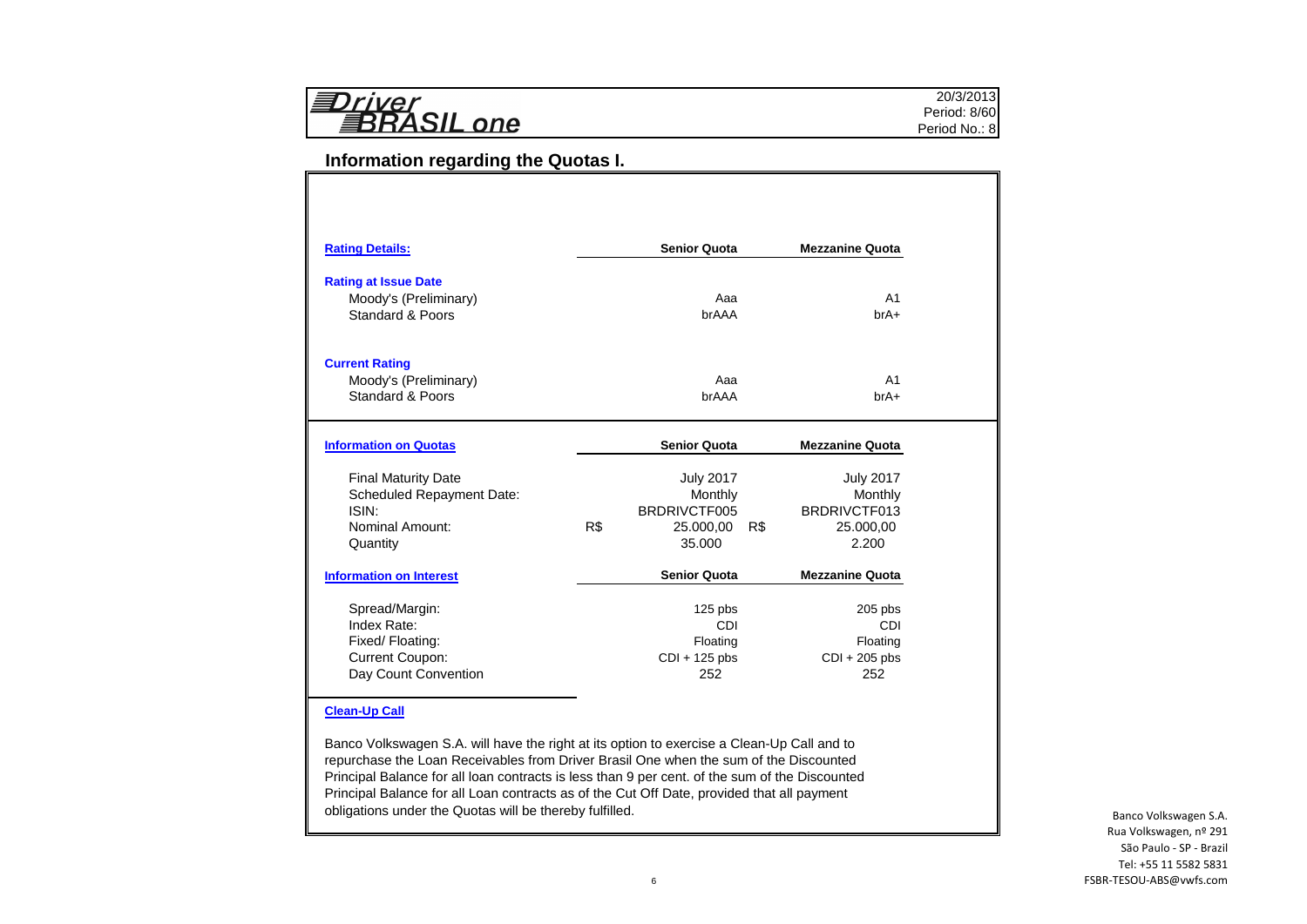# Driver BRASIL one

20/3/2013
Period: 8/60
Period No.: 8

## Information regarding the Quotas I.

| **Rating Details:** | **Senior Quota** | **Mezzanine Quota** |
|---|---|---|
| **Rating at Issue Date** | | |
| Moody's (Preliminary) | Aaa | A1 |
| Standard & Poors | brAAA | brA+ |
| **Current Rating** | | |
| Moody's (Preliminary) | Aaa | A1 |
| Standard & Poors | brAAA | brA+ |

| **Information on Quotas** | **Senior Quota** | **Mezzanine Quota** |
|---|---|---|
| Final Maturity Date | July 2017 | July 2017 |
| Scheduled Repayment Date: | Monthly | Monthly |
| ISIN: | BRDRIVCTF005 | BRDRIVCTF013 |
| Nominal Amount: | R$ 25.000,00 | R$ 25.000,00 |
| Quantity | 35.000 | 2.200 |

| **Information on Interest** | **Senior Quota** | **Mezzanine Quota** |
|---|---|---|
| Spread/Margin: | 125 pbs | 205 pbs |
| Index Rate: | CDI | CDI |
| Fixed/ Floating: | Floating | Floating |
| Current Coupon: | CDI + 125 pbs | CDI + 205 pbs |
| Day Count Convention | 252 | 252 |

**Clean-Up Call**

Banco Volkswagen S.A. will have the right at its option to exercise a Clean-Up Call and to repurchase the Loan Receivables from Driver Brasil One when the sum of the Discounted Principal Balance for all loan contracts is less than 9 per cent. of the sum of the Discounted Principal Balance for all Loan contracts as of the Cut Off Date, provided that all payment obligations under the Quotas will be thereby fulfilled.

Banco Volkswagen S.A.
Rua Volkswagen, nº 291
São Paulo - SP - Brazil
Tel: +55 11 5582 5831
FSBR-TESOU-ABS@vwfs.com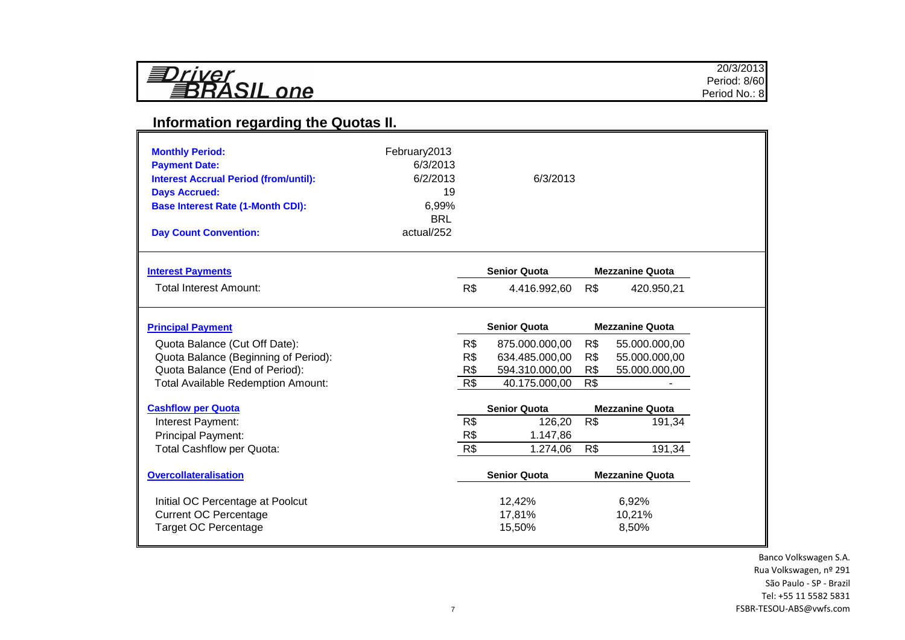**Driver BRASIL one**

20/3/2013
Period: 8/60
Period No.: 8

## Information regarding the Quotas II.

| | | |
|---|---|---|
| **Monthly Period:** | February2013 | |
| **Payment Date:** | 6/3/2013 | |
| **Interest Accrual Period (from/until):** | 6/2/2013 | 6/3/2013 |
| **Days Accrued:** | 19 | |
| **Base Interest Rate (1-Month CDI):** | 6,99% | |
| | BRL | |
| **Day Count Convention:** | actual/252 | |

| **Interest Payments** | | Senior Quota | | Mezzanine Quota |
|---|---|---|---|---|
| Total Interest Amount: | R$ | 4.416.992,60 | R$ | 420.950,21 |

| **Principal Payment** | | Senior Quota | | Mezzanine Quota |
|---|---|---|---|---|
| Quota Balance (Cut Off Date): | R$ | 875.000.000,00 | R$ | 55.000.000,00 |
| Quota Balance (Beginning of Period): | R$ | 634.485.000,00 | R$ | 55.000.000,00 |
| Quota Balance (End of Period): | R$ | 594.310.000,00 | R$ | 55.000.000,00 |
| Total Available Redemption Amount: | R$ | 40.175.000,00 | R$ | - |

| **Cashflow per Quota** | | Senior Quota | | Mezzanine Quota |
|---|---|---|---|---|
| Interest Payment: | R$ | 126,20 | R$ | 191,34 |
| Principal Payment: | R$ | 1.147,86 | | |
| Total Cashflow per Quota: | R$ | 1.274,06 | R$ | 191,34 |

| **Overcollateralisation** | Senior Quota | Mezzanine Quota |
|---|---|---|
| Initial OC Percentage at Poolcut | 12,42% | 6,92% |
| Current OC Percentage | 17,81% | 10,21% |
| Target OC Percentage | 15,50% | 8,50% |

Banco Volkswagen S.A.
Rua Volkswagen, nº 291
São Paulo - SP - Brazil
Tel: +55 11 5582 5831
FSBR-TESOU-ABS@vwfs.com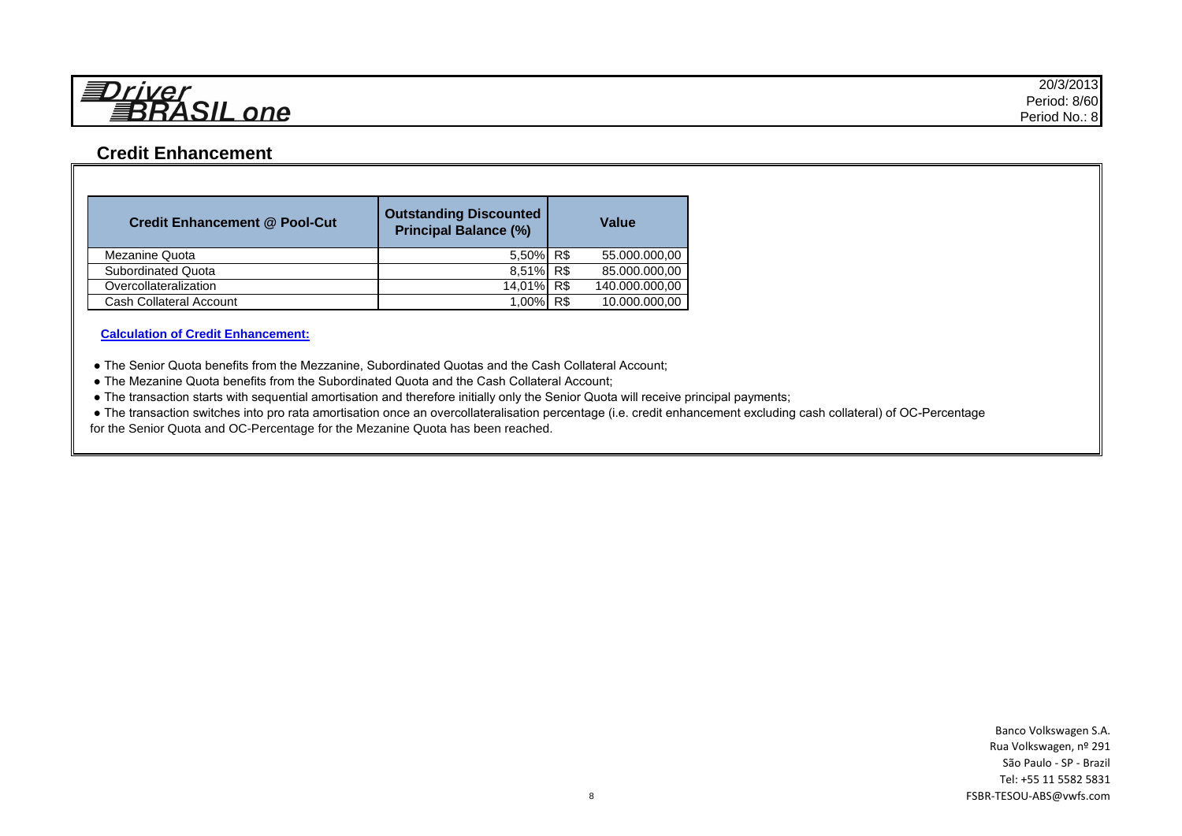## Credit Enhancement

| Credit Enhancement @ Pool-Cut | Outstanding Discounted Principal Balance (%) | Value |
|---|---|---|
| Mezanine Quota | 5,50% | R$ 55.000.000,00 |
| Subordinated Quota | 8,51% | R$ 85.000.000,00 |
| Overcollateralization | 14,01% | R$ 140.000.000,00 |
| Cash Collateral Account | 1,00% | R$ 10.000.000,00 |

**Calculation of Credit Enhancement:**

- The Senior Quota benefits from the Mezzanine, Subordinated Quotas and the Cash Collateral Account;
- The Mezanine Quota benefits from the Subordinated Quota and the Cash Collateral Account;
- The transaction starts with sequential amortisation and therefore initially only the Senior Quota will receive principal payments;
- The transaction switches into pro rata amortisation once an overcollateralisation percentage (i.e. credit enhancement excluding cash collateral) of OC-Percentage for the Senior Quota and OC-Percentage for the Mezanine Quota has been reached.

Banco Volkswagen S.A.
Rua Volkswagen, nº 291
São Paulo - SP - Brazil
Tel: +55 11 5582 5831
FSBR-TESOU-ABS@vwfs.com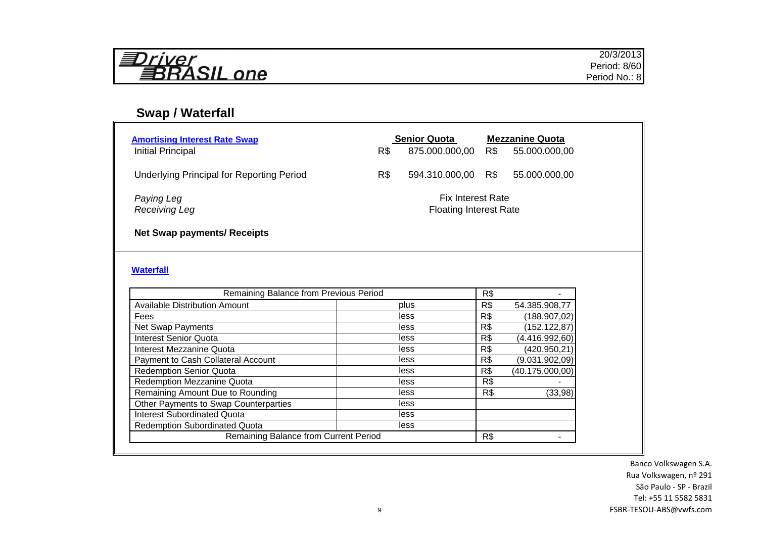**Driver BRASIL one**

20/3/2013
Period: 8/60
Period No.: 8

## Swap / Waterfall

| **Amortising Interest Rate Swap** | | **Senior Quota** | | **Mezzanine Quota** |
|---|---|---|---|---|
| Initial Principal | R$ | 875.000.000,00 | R$ | 55.000.000,00 |
| Underlying Principal for Reporting Period | R$ | 594.310.000,00 | R$ | 55.000.000,00 |
| *Paying Leg* | | Fix Interest Rate | | |
| *Receiving Leg* | | Floating Interest Rate | | |

**Net Swap payments/ Receipts**

**Waterfall**

| Remaining Balance from Previous Period | | R$ | - |
|---|---|---|---|
| Available Distribution Amount | plus | R$ | 54.385.908,77 |
| Fees | less | R$ | (188.907,02) |
| Net Swap Payments | less | R$ | (152.122,87) |
| Interest Senior Quota | less | R$ | (4.416.992,60) |
| Interest Mezzanine Quota | less | R$ | (420.950,21) |
| Payment to Cash Collateral Account | less | R$ | (9.031.902,09) |
| Redemption Senior Quota | less | R$ | (40.175.000,00) |
| Redemption Mezzanine Quota | less | R$ | - |
| Remaining Amount Due to Rounding | less | R$ | (33,98) |
| Other Payments to Swap Counterparties | less | | |
| Interest Subordinated Quota | less | | |
| Redemption Subordinated Quota | less | | |
| Remaining Balance from Current Period | | R$ | - |

Banco Volkswagen S.A.
Rua Volkswagen, nº 291
São Paulo - SP - Brazil
Tel: +55 11 5582 5831
FSBR-TESOU-ABS@vwfs.com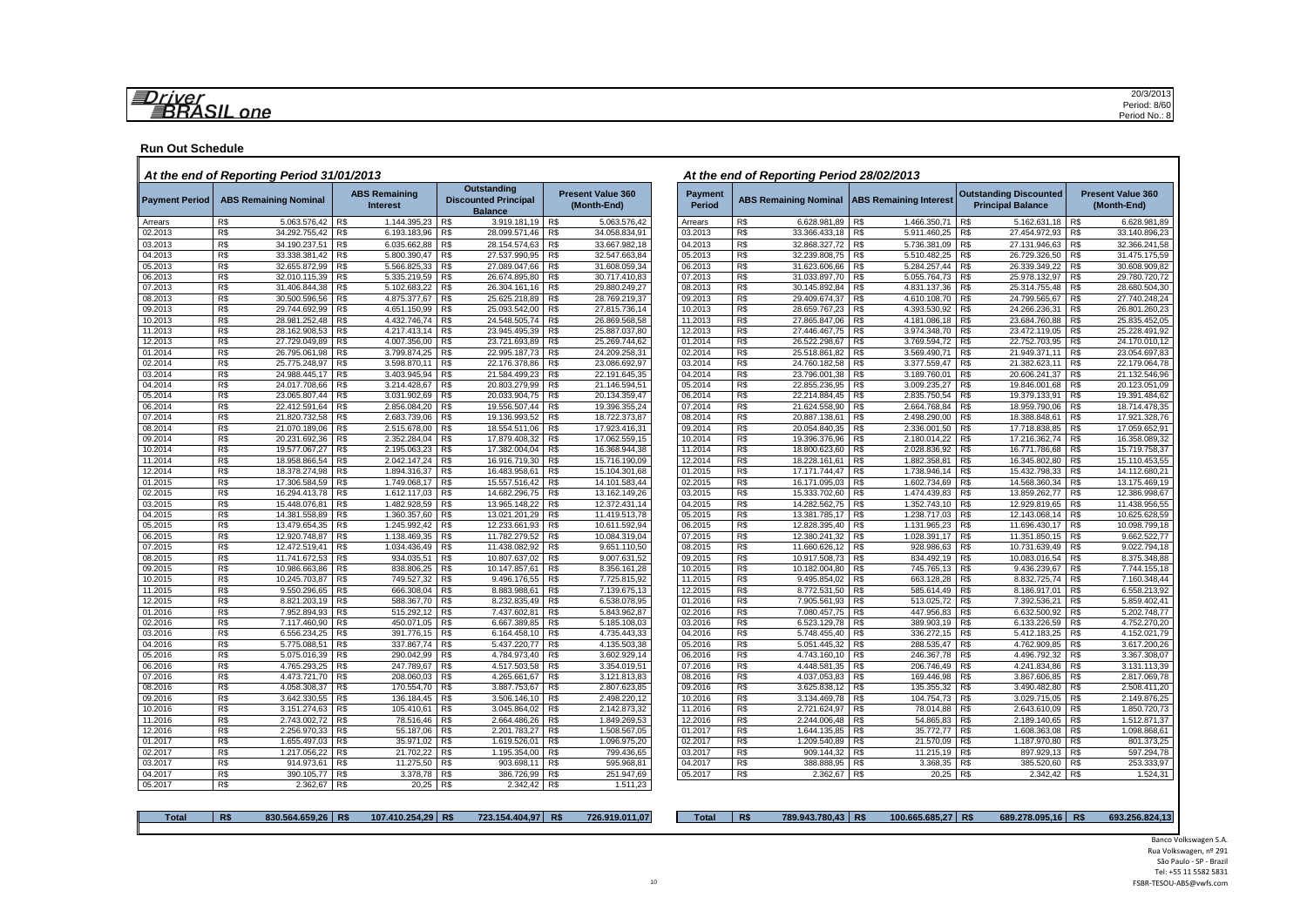**Driver BRASIL one**

20/3/2013
Period: 8/60
Period No.: 8

## Run Out Schedule

### At the end of Reporting Period 31/01/2013

| Payment Period | ABS Remaining Nominal | ABS Remaining Interest | Outstanding Discounted Principal Balance | Present Value 360 (Month-End) |
|---|---|---|---|---|
| Arrears | R$ 5.063.576,42 | R$ 1.144.395,23 | R$ 3.919.181,19 | R$ 5.063.576,42 |
| 02.2013 | R$ 34.292.755,42 | R$ 6.193.183,96 | R$ 28.099.571,46 | R$ 34.058.834,91 |
| 03.2013 | R$ 34.190.237,51 | R$ 6.035.662,88 | R$ 28.154.574,63 | R$ 33.667.982,18 |
| 04.2013 | R$ 33.338.381,42 | R$ 5.800.390,47 | R$ 27.537.990,95 | R$ 32.547.663,84 |
| 05.2013 | R$ 32.655.872,99 | R$ 5.566.825,33 | R$ 27.089.047,66 | R$ 31.608.059,34 |
| 06.2013 | R$ 32.010.115,39 | R$ 5.335.219,59 | R$ 26.674.895,80 | R$ 30.717.410,83 |
| 07.2013 | R$ 31.406.844,38 | R$ 5.102.683,22 | R$ 26.304.161,16 | R$ 29.880.249,27 |
| 08.2013 | R$ 30.500.596,56 | R$ 4.875.377,67 | R$ 25.625.218,89 | R$ 28.769.219,37 |
| 09.2013 | R$ 29.744.692,99 | R$ 4.651.150,99 | R$ 25.093.542,00 | R$ 27.815.736,14 |
| 10.2013 | R$ 28.981.252,48 | R$ 4.432.746,74 | R$ 24.548.505,74 | R$ 26.869.568,58 |
| 11.2013 | R$ 28.162.908,53 | R$ 4.217.413,14 | R$ 23.945.495,39 | R$ 25.887.037,80 |
| 12.2013 | R$ 27.729.049,89 | R$ 4.007.356,00 | R$ 23.721.693,89 | R$ 25.269.744,62 |
| 01.2014 | R$ 26.795.061,98 | R$ 3.799.874,25 | R$ 22.995.187,73 | R$ 24.209.258,31 |
| 02.2014 | R$ 25.775.248,97 | R$ 3.598.870,11 | R$ 22.176.378,86 | R$ 23.086.692,97 |
| 03.2014 | R$ 24.988.445,17 | R$ 3.403.945,94 | R$ 21.584.499,23 | R$ 22.191.645,35 |
| 04.2014 | R$ 24.017.708,66 | R$ 3.214.428,67 | R$ 20.803.279,99 | R$ 21.146.594,51 |
| 05.2014 | R$ 23.065.807,44 | R$ 3.031.902,69 | R$ 20.033.904,75 | R$ 20.134.359,47 |
| 06.2014 | R$ 22.412.591,64 | R$ 2.856.084,20 | R$ 19.556.507,44 | R$ 19.396.355,24 |
| 07.2014 | R$ 21.820.732,58 | R$ 2.683.739,06 | R$ 19.136.993,52 | R$ 18.722.373,87 |
| 08.2014 | R$ 21.070.189,06 | R$ 2.515.678,00 | R$ 18.554.511,06 | R$ 17.923.416,31 |
| 09.2014 | R$ 20.231.692,36 | R$ 2.352.284,04 | R$ 17.879.408,32 | R$ 17.062.559,15 |
| 10.2014 | R$ 19.577.067,27 | R$ 2.195.063,23 | R$ 17.382.004,04 | R$ 16.368.944,38 |
| 11.2014 | R$ 18.958.866,54 | R$ 2.042.147,24 | R$ 16.916.719,30 | R$ 15.716.190,09 |
| 12.2014 | R$ 18.378.274,98 | R$ 1.894.316,37 | R$ 16.483.958,61 | R$ 15.104.301,68 |
| 01.2015 | R$ 17.306.584,59 | R$ 1.749.068,17 | R$ 15.557.516,42 | R$ 14.101.583,44 |
| 02.2015 | R$ 16.294.413,78 | R$ 1.612.117,03 | R$ 14.682.296,75 | R$ 13.162.149,26 |
| 03.2015 | R$ 15.448.076,81 | R$ 1.482.928,59 | R$ 13.965.148,22 | R$ 12.372.431,14 |
| 04.2015 | R$ 14.381.558,89 | R$ 1.360.357,60 | R$ 13.021.201,29 | R$ 11.419.513,78 |
| 05.2015 | R$ 13.479.654,35 | R$ 1.245.992,42 | R$ 12.233.661,93 | R$ 10.611.592,94 |
| 06.2015 | R$ 12.920.748,87 | R$ 1.138.469,35 | R$ 11.782.279,52 | R$ 10.084.319,04 |
| 07.2015 | R$ 12.472.519,41 | R$ 1.034.436,49 | R$ 11.438.082,92 | R$ 9.651.110,50 |
| 08.2015 | R$ 11.741.672,53 | R$ 934.035,51 | R$ 10.807.637,02 | R$ 9.007.631,52 |
| 09.2015 | R$ 10.986.663,86 | R$ 838.806,25 | R$ 10.147.857,61 | R$ 8.356.161,28 |
| 10.2015 | R$ 10.245.703,87 | R$ 749.527,32 | R$ 9.496.176,55 | R$ 7.725.815,92 |
| 11.2015 | R$ 9.550.296,65 | R$ 666.308,04 | R$ 8.883.988,61 | R$ 7.139.675,13 |
| 12.2015 | R$ 8.821.203,19 | R$ 588.367,70 | R$ 8.232.835,49 | R$ 6.538.078,95 |
| 01.2016 | R$ 7.952.894,93 | R$ 515.292,12 | R$ 7.437.602,81 | R$ 5.843.962,87 |
| 02.2016 | R$ 7.117.460,90 | R$ 450.071,05 | R$ 6.667.389,85 | R$ 5.185.108,03 |
| 03.2016 | R$ 6.556.234,25 | R$ 391.776,15 | R$ 6.164.458,10 | R$ 4.735.443,33 |
| 04.2016 | R$ 5.775.088,51 | R$ 337.867,74 | R$ 5.437.220,77 | R$ 4.135.503,38 |
| 05.2016 | R$ 5.075.016,39 | R$ 290.042,99 | R$ 4.784.973,40 | R$ 3.602.929,14 |
| 06.2016 | R$ 4.765.293,25 | R$ 247.789,67 | R$ 4.517.503,58 | R$ 3.354.019,51 |
| 07.2016 | R$ 4.473.721,70 | R$ 208.060,03 | R$ 4.265.661,67 | R$ 3.121.813,83 |
| 08.2016 | R$ 4.058.308,37 | R$ 170.554,70 | R$ 3.887.753,67 | R$ 2.807.623,85 |
| 09.2016 | R$ 3.642.330,55 | R$ 136.184,45 | R$ 3.506.146,10 | R$ 2.498.220,12 |
| 10.2016 | R$ 3.151.274,63 | R$ 105.410,61 | R$ 3.045.864,02 | R$ 2.142.873,32 |
| 11.2016 | R$ 2.743.002,72 | R$ 78.516,46 | R$ 2.664.486,26 | R$ 1.849.269,53 |
| 12.2016 | R$ 2.256.970,33 | R$ 55.187,06 | R$ 2.201.783,27 | R$ 1.508.567,05 |
| 01.2017 | R$ 1.655.497,03 | R$ 35.971,02 | R$ 1.619.526,01 | R$ 1.096.975,20 |
| 02.2017 | R$ 1.217.056,22 | R$ 21.702,22 | R$ 1.195.354,00 | R$ 799.436,65 |
| 03.2017 | R$ 914.973,61 | R$ 11.275,50 | R$ 903.698,11 | R$ 595.968,81 |
| 04.2017 | R$ 390.105,77 | R$ 3.378,78 | R$ 386.726,99 | R$ 251.947,69 |
| 05.2017 | R$ 2.362,67 | R$ 20,25 | R$ 2.342,42 | R$ 1.511,23 |
| **Total** | **R$ 830.564.659,26** | **R$ 107.410.254,29** | **R$ 723.154.404,97** | **R$ 726.919.011,07** |

### At the end of Reporting Period 28/02/2013

| Payment Period | ABS Remaining Nominal | ABS Remaining Interest | Outstanding Discounted Principal Balance | Present Value 360 (Month-End) |
|---|---|---|---|---|
| Arrears | R$ 6.628.981,89 | R$ 1.466.350,71 | R$ 5.162.631,18 | R$ 6.628.981,89 |
| 03.2013 | R$ 33.366.433,18 | R$ 5.911.460,25 | R$ 27.454.972,93 | R$ 33.140.896,23 |
| 04.2013 | R$ 32.868.327,72 | R$ 5.736.381,09 | R$ 27.131.946,63 | R$ 32.366.241,58 |
| 05.2013 | R$ 32.239.808,75 | R$ 5.510.482,25 | R$ 26.729.326,50 | R$ 31.475.175,59 |
| 06.2013 | R$ 31.623.606,66 | R$ 5.284.257,44 | R$ 26.339.349,22 | R$ 30.608.909,82 |
| 07.2013 | R$ 31.033.897,70 | R$ 5.055.764,73 | R$ 25.978.132,97 | R$ 29.780.720,72 |
| 08.2013 | R$ 30.145.892,84 | R$ 4.831.137,36 | R$ 25.314.755,48 | R$ 28.680.504,30 |
| 09.2013 | R$ 29.409.674,37 | R$ 4.610.108,70 | R$ 24.799.565,67 | R$ 27.740.248,24 |
| 10.2013 | R$ 28.659.767,23 | R$ 4.393.530,92 | R$ 24.266.236,31 | R$ 26.801.260,23 |
| 11.2013 | R$ 27.865.847,06 | R$ 4.181.086,18 | R$ 23.684.760,88 | R$ 25.835.452,05 |
| 12.2013 | R$ 27.446.467,75 | R$ 3.974.348,70 | R$ 23.472.119,05 | R$ 25.228.491,92 |
| 01.2014 | R$ 26.522.298,67 | R$ 3.769.594,72 | R$ 22.752.703,95 | R$ 24.170.010,12 |
| 02.2014 | R$ 25.518.861,82 | R$ 3.569.490,71 | R$ 21.949.371,11 | R$ 23.054.697,83 |
| 03.2014 | R$ 24.760.182,58 | R$ 3.377.559,47 | R$ 21.382.623,11 | R$ 22.179.064,78 |
| 04.2014 | R$ 23.796.001,38 | R$ 3.189.760,01 | R$ 20.606.241,37 | R$ 21.132.546,96 |
| 05.2014 | R$ 22.855.236,95 | R$ 3.009.235,27 | R$ 19.846.001,68 | R$ 20.123.051,09 |
| 06.2014 | R$ 22.214.884,45 | R$ 2.835.750,54 | R$ 19.379.133,91 | R$ 19.391.484,62 |
| 07.2014 | R$ 21.624.558,90 | R$ 2.664.768,84 | R$ 18.959.790,06 | R$ 18.714.478,35 |
| 08.2014 | R$ 20.887.138,61 | R$ 2.498.290,00 | R$ 18.388.848,61 | R$ 17.921.328,76 |
| 09.2014 | R$ 20.054.840,35 | R$ 2.336.001,50 | R$ 17.718.838,85 | R$ 17.059.652,91 |
| 10.2014 | R$ 19.396.376,96 | R$ 2.180.014,22 | R$ 17.216.362,74 | R$ 16.358.089,32 |
| 11.2014 | R$ 18.800.623,60 | R$ 2.028.836,92 | R$ 16.771.786,68 | R$ 15.719.758,37 |
| 12.2014 | R$ 18.228.161,61 | R$ 1.882.358,81 | R$ 16.345.802,80 | R$ 15.110.453,55 |
| 01.2015 | R$ 17.171.744,47 | R$ 1.738.946,14 | R$ 15.432.798,33 | R$ 14.112.680,21 |
| 02.2015 | R$ 16.171.095,03 | R$ 1.602.734,69 | R$ 14.568.360,34 | R$ 13.175.469,19 |
| 03.2015 | R$ 15.333.702,60 | R$ 1.474.439,83 | R$ 13.859.262,77 | R$ 12.386.998,67 |
| 04.2015 | R$ 14.282.562,75 | R$ 1.352.743,10 | R$ 12.929.819,65 | R$ 11.438.956,55 |
| 05.2015 | R$ 13.381.785,17 | R$ 1.238.717,03 | R$ 12.143.068,14 | R$ 10.625.628,59 |
| 06.2015 | R$ 12.828.395,40 | R$ 1.131.965,23 | R$ 11.696.430,17 | R$ 10.098.799,18 |
| 07.2015 | R$ 12.380.241,32 | R$ 1.028.391,17 | R$ 11.351.850,15 | R$ 9.662.522,77 |
| 08.2015 | R$ 11.660.626,12 | R$ 928.986,63 | R$ 10.731.639,49 | R$ 9.022.794,18 |
| 09.2015 | R$ 10.917.508,73 | R$ 834.492,19 | R$ 10.083.016,54 | R$ 8.375.348,88 |
| 10.2015 | R$ 10.182.004,80 | R$ 745.765,13 | R$ 9.436.239,67 | R$ 7.744.155,18 |
| 11.2015 | R$ 9.495.854,02 | R$ 663.128,28 | R$ 8.832.725,74 | R$ 7.160.348,44 |
| 12.2015 | R$ 8.772.531,50 | R$ 585.614,49 | R$ 8.186.917,01 | R$ 6.558.213,92 |
| 01.2016 | R$ 7.905.561,93 | R$ 513.025,72 | R$ 7.392.536,21 | R$ 5.859.402,41 |
| 02.2016 | R$ 7.080.457,75 | R$ 447.956,83 | R$ 6.632.500,92 | R$ 5.202.748,77 |
| 03.2016 | R$ 6.523.129,78 | R$ 389.903,19 | R$ 6.133.226,59 | R$ 4.752.270,20 |
| 04.2016 | R$ 5.748.455,40 | R$ 336.272,15 | R$ 5.412.183,25 | R$ 4.152.021,79 |
| 05.2016 | R$ 5.051.445,32 | R$ 288.535,47 | R$ 4.762.909,85 | R$ 3.617.200,26 |
| 06.2016 | R$ 4.743.160,10 | R$ 246.367,78 | R$ 4.496.792,32 | R$ 3.367.308,07 |
| 07.2016 | R$ 4.448.581,35 | R$ 206.746,49 | R$ 4.241.834,86 | R$ 3.131.113,39 |
| 08.2016 | R$ 4.037.053,83 | R$ 169.446,98 | R$ 3.867.606,85 | R$ 2.817.069,78 |
| 09.2016 | R$ 3.625.838,12 | R$ 135.355,32 | R$ 3.490.482,80 | R$ 2.508.411,20 |
| 10.2016 | R$ 3.134.469,78 | R$ 104.754,73 | R$ 3.029.715,05 | R$ 2.149.876,25 |
| 11.2016 | R$ 2.721.624,97 | R$ 78.014,88 | R$ 2.643.610,09 | R$ 1.850.720,73 |
| 12.2016 | R$ 2.244.006,48 | R$ 54.865,83 | R$ 2.189.140,65 | R$ 1.512.871,37 |
| 01.2017 | R$ 1.644.135,85 | R$ 35.772,77 | R$ 1.608.363,08 | R$ 1.098.868,61 |
| 02.2017 | R$ 1.209.540,89 | R$ 21.570,09 | R$ 1.187.970,80 | R$ 801.373,25 |
| 03.2017 | R$ 909.144,32 | R$ 11.215,19 | R$ 897.929,13 | R$ 597.294,78 |
| 04.2017 | R$ 388.888,95 | R$ 3.368,35 | R$ 385.520,60 | R$ 253.333,97 |
| 05.2017 | R$ 2.362,67 | R$ 20,25 | R$ 2.342,42 | R$ 1.524,31 |
| **Total** | **R$ 789.943.780,43** | **R$ 100.665.685,27** | **R$ 689.278.095,16** | **R$ 693.256.824,13** |

Banco Volkswagen S.A.
Rua Volkswagen, nº 291
São Paulo - SP - Brazil
Tel: +55 11 5582 5831
FSBR-TESOU-ABS@vwfs.com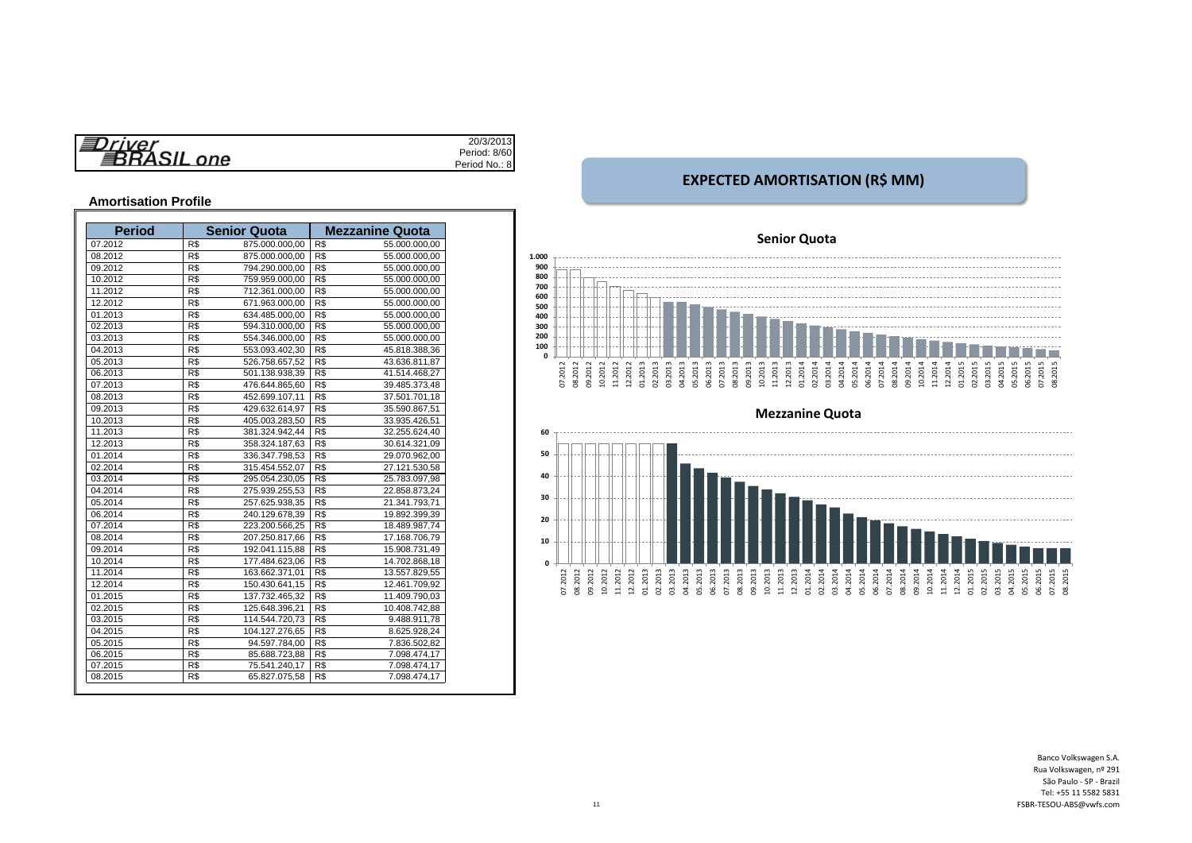Driver BRASIL one

20/3/2013
Period: 8/60
Period No.: 8

## Amortisation Profile

| Period | Senior Quota | | Mezzanine Quota | |
|---|---|---|---|---|
| 07.2012 | R$ | 875.000.000,00 | R$ | 55.000.000,00 |
| 08.2012 | R$ | 875.000.000,00 | R$ | 55.000.000,00 |
| 09.2012 | R$ | 794.290.000,00 | R$ | 55.000.000,00 |
| 10.2012 | R$ | 759.959.000,00 | R$ | 55.000.000,00 |
| 11.2012 | R$ | 712.361.000,00 | R$ | 55.000.000,00 |
| 12.2012 | R$ | 671.963.000,00 | R$ | 55.000.000,00 |
| 01.2013 | R$ | 634.485.000,00 | R$ | 55.000.000,00 |
| 02.2013 | R$ | 594.310.000,00 | R$ | 55.000.000,00 |
| 03.2013 | R$ | 554.346.000,00 | R$ | 55.000.000,00 |
| 04.2013 | R$ | 553.093.402,30 | R$ | 45.818.388,36 |
| 05.2013 | R$ | 526.758.657,52 | R$ | 43.636.811,87 |
| 06.2013 | R$ | 501.138.938,39 | R$ | 41.514.468,27 |
| 07.2013 | R$ | 476.644.865,60 | R$ | 39.485.373,48 |
| 08.2013 | R$ | 452.699.107,11 | R$ | 37.501.701,18 |
| 09.2013 | R$ | 429.632.614,97 | R$ | 35.590.867,51 |
| 10.2013 | R$ | 405.003.283,50 | R$ | 33.935.426,51 |
| 11.2013 | R$ | 381.324.942,44 | R$ | 32.255.624,40 |
| 12.2013 | R$ | 358.324.187,63 | R$ | 30.614.321,09 |
| 01.2014 | R$ | 336.347.798,53 | R$ | 29.070.962,00 |
| 02.2014 | R$ | 315.454.552,07 | R$ | 27.121.530,58 |
| 03.2014 | R$ | 295.054.230,05 | R$ | 25.783.097,98 |
| 04.2014 | R$ | 275.939.255,53 | R$ | 22.858.873,24 |
| 05.2014 | R$ | 257.625.938,35 | R$ | 21.341.793,71 |
| 06.2014 | R$ | 240.129.678,39 | R$ | 19.892.399,39 |
| 07.2014 | R$ | 223.200.566,25 | R$ | 18.489.987,74 |
| 08.2014 | R$ | 207.250.817,66 | R$ | 17.168.706,79 |
| 09.2014 | R$ | 192.041.115,88 | R$ | 15.908.731,49 |
| 10.2014 | R$ | 177.484.623,06 | R$ | 14.702.868,18 |
| 11.2014 | R$ | 163.662.371,01 | R$ | 13.557.829,55 |
| 12.2014 | R$ | 150.430.641,15 | R$ | 12.461.709,92 |
| 01.2015 | R$ | 137.732.465,32 | R$ | 11.409.790,03 |
| 02.2015 | R$ | 125.648.396,21 | R$ | 10.408.742,88 |
| 03.2015 | R$ | 114.544.720,73 | R$ | 9.488.911,78 |
| 04.2015 | R$ | 104.127.276,65 | R$ | 8.625.928,24 |
| 05.2015 | R$ | 94.597.784,00 | R$ | 7.836.502,82 |
| 06.2015 | R$ | 85.688.723,88 | R$ | 7.098.474,17 |
| 07.2015 | R$ | 75.541.240,17 | R$ | 7.098.474,17 |
| 08.2015 | R$ | 65.827.075,58 | R$ | 7.098.474,17 |

## EXPECTED AMORTISATION (R$ MM)

### Senior Quota

### Mezzanine Quota

Banco Volkswagen S.A.
Rua Volkswagen, nº 291
São Paulo - SP - Brazil
Tel: +55 11 5582 5831
FSBR-TESOU-ABS@vwfs.com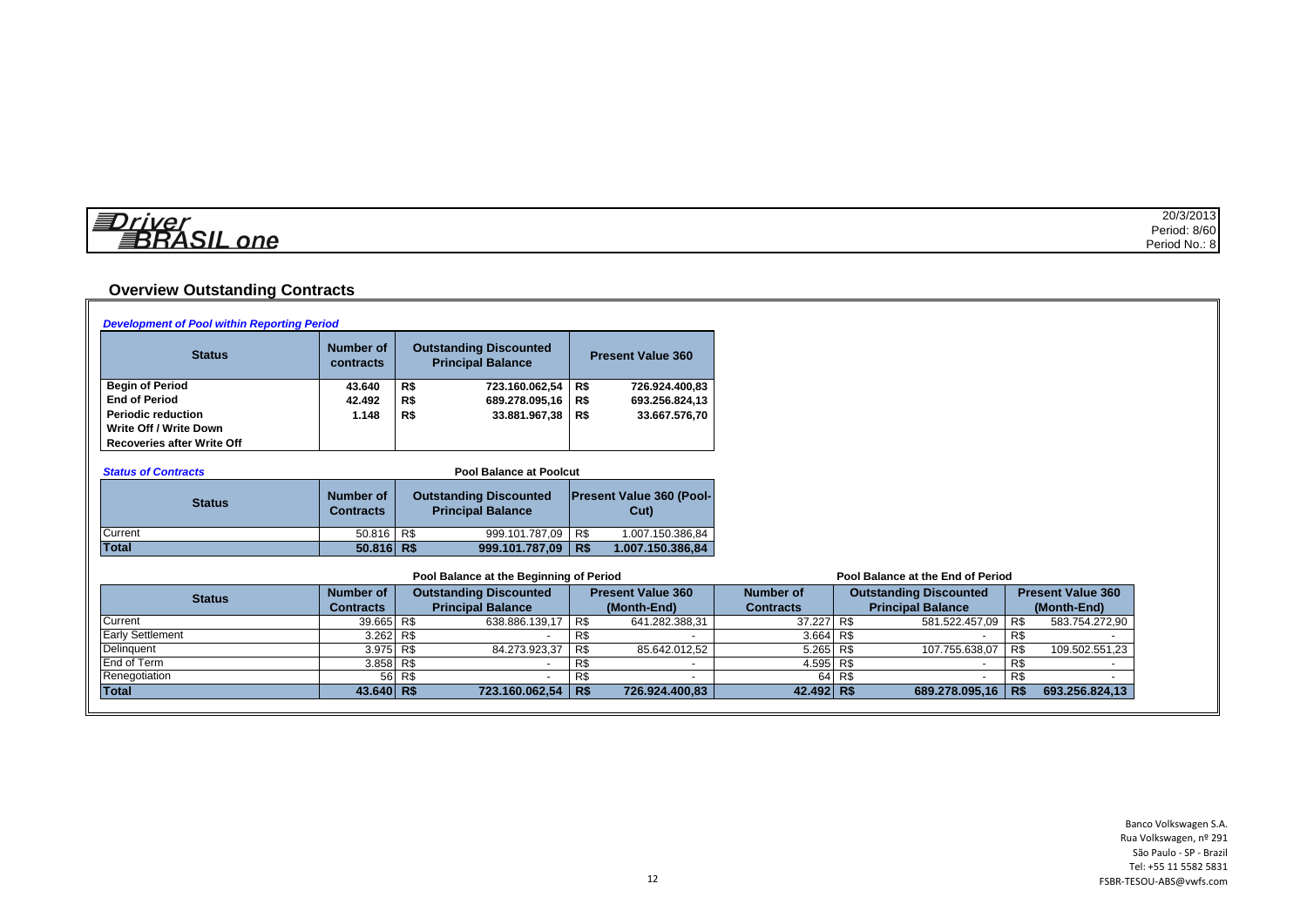Driver BRASIL one

20/3/2013
Period: 8/60
Period No.: 8

## Overview Outstanding Contracts

***Development of Pool within Reporting Period***

| Status | Number of contracts | Outstanding Discounted Principal Balance | | Present Value 360 | |
|---|---|---|---|---|---|
| **Begin of Period** | **43.640** | **R$** | **723.160.062,54** | **R$** | **726.924.400,83** |
| **End of Period** | **42.492** | **R$** | **689.278.095,16** | **R$** | **693.256.824,13** |
| **Periodic reduction** | **1.148** | **R$** | **33.881.967,38** | **R$** | **33.667.576,70** |
| **Write Off / Write Down** | | | | | |
| **Recoveries after Write Off** | | | | | |

***Status of Contracts***

**Pool Balance at Poolcut**

| Status | Number of Contracts | Outstanding Discounted Principal Balance | | Present Value 360 (Pool-Cut) | |
|---|---|---|---|---|---|
| Current | 50.816 | R$ | 999.101.787,09 | R$ | 1.007.150.386,84 |
| **Total** | **50.816** | **R$** | **999.101.787,09** | **R$** | **1.007.150.386,84** |

| Status | Pool Balance at the Beginning of Period | | | | | Pool Balance at the End of Period | | | | |
|---|---|---|---|---|---|---|---|---|---|---|
| | Number of Contracts | Outstanding Discounted Principal Balance | | Present Value 360 (Month-End) | | Number of Contracts | Outstanding Discounted Principal Balance | | Present Value 360 (Month-End) | |
| Current | 39.665 | R$ | 638.886.139,17 | R$ | 641.282.388,31 | 37.227 | R$ | 581.522.457,09 | R$ | 583.754.272,90 |
| Early Settlement | 3.262 | R$ | - | R$ | - | 3.664 | R$ | - | R$ | - |
| Delinquent | 3.975 | R$ | 84.273.923,37 | R$ | 85.642.012,52 | 5.265 | R$ | 107.755.638,07 | R$ | 109.502.551,23 |
| End of Term | 3.858 | R$ | - | R$ | - | 4.595 | R$ | - | R$ | - |
| Renegotiation | 56 | R$ | - | R$ | - | 64 | R$ | - | R$ | - |
| **Total** | **43.640** | **R$** | **723.160.062,54** | **R$** | **726.924.400,83** | **42.492** | **R$** | **689.278.095,16** | **R$** | **693.256.824,13** |

Banco Volkswagen S.A.
Rua Volkswagen, nº 291
São Paulo - SP - Brazil
Tel: +55 11 5582 5831
FSBR-TESOU-ABS@vwfs.com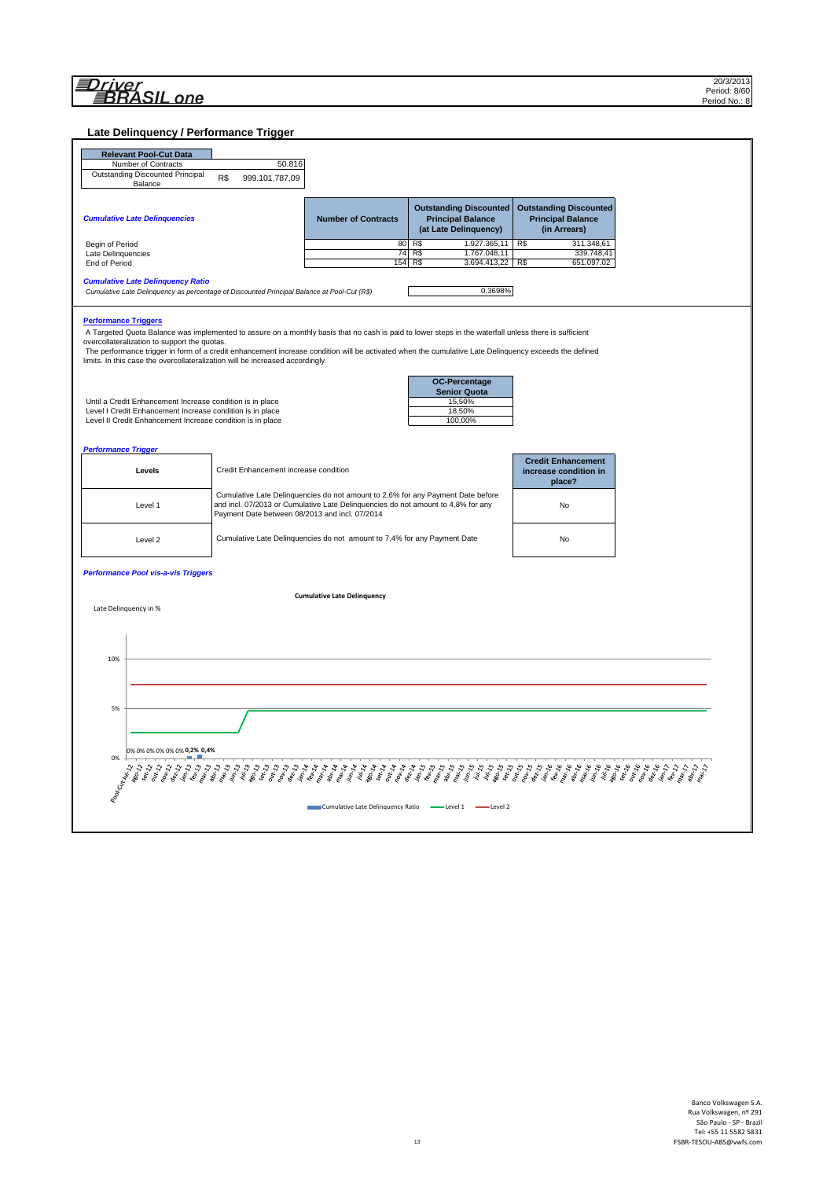Driver BRASIL one

20/3/2013
Period: 8/60
Period No.: 8

## Late Delinquency / Performance Trigger

| Relevant Pool-Cut Data | | |
|---|---|---|
| Number of Contracts | | 50.816 |
| Outstanding Discounted Principal Balance | R$ | 999.101.787,09 |

| *Cumulative Late Delinquencies* | Number of Contracts | Outstanding Discounted Principal Balance (at Late Delinquency) | | Outstanding Discounted Principal Balance (in Arrears) | |
|---|---|---|---|---|---|
| Begin of Period | 80 | R$ | 1.927.365,11 | R$ | 311.348,61 |
| Late Delinquencies | 74 | R$ | 1.767.048,11 | | 339.748,41 |
| End of Period | 154 | R$ | 3.694.413,22 | R$ | 651.097,02 |

*Cumulative Late Delinquency Ratio*

*Cumulative Late Delinquency as percentage of Discounted Principal Balance at Pool-Cut (R$)* 0,3698%

### Performance Triggers

A Targeted Quota Balance was implemented to assure on a monthly basis that no cash is paid to lower steps in the waterfall unless there is sufficient overcollateralization to support the quotas.
The performance trigger in form of a credit enhancement increase condition will be activated when the cumulative Late Delinquency exceeds the defined limits. In this case the overcollateralization will be increased accordingly.

| | OC-Percentage Senior Quota |
|---|---|
| Until a Credit Enhancement Increase condition is in place | 15,50% |
| Level I Credit Enhancement Increase condition is in place | 18,50% |
| Level II Credit Enhancement Increase condition is in place | 100,00% |

*Performance Trigger*

| Levels | Credit Enhancement increase condition | Credit Enhancement increase condition in place? |
|---|---|---|
| Level 1 | Cumulative Late Delinquencies do not amount to 2,6% for any Payment Date before and incl. 07/2013 or Cumulative Late Delinquencies do not amount to 4,8% for any Payment Date between 08/2013 and incl. 07/2014 | No |
| Level 2 | Cumulative Late Delinquencies do not amount to 7,4% for any Payment Date | No |

*Performance Pool vis-a-vis Triggers*

**Cumulative Late Delinquency**

Late Delinquency in %

0% 0% 0% 0% 0% 0% 0,2% 0,4%

Cumulative Late Delinquency Ratio — Level 1 — Level 2

Banco Volkswagen S.A.
Rua Volkswagen, nº 291
São Paulo - SP - Brazil
Tel: +55 11 5582 5831
FSBR-TESOU-ABS@vwfs.com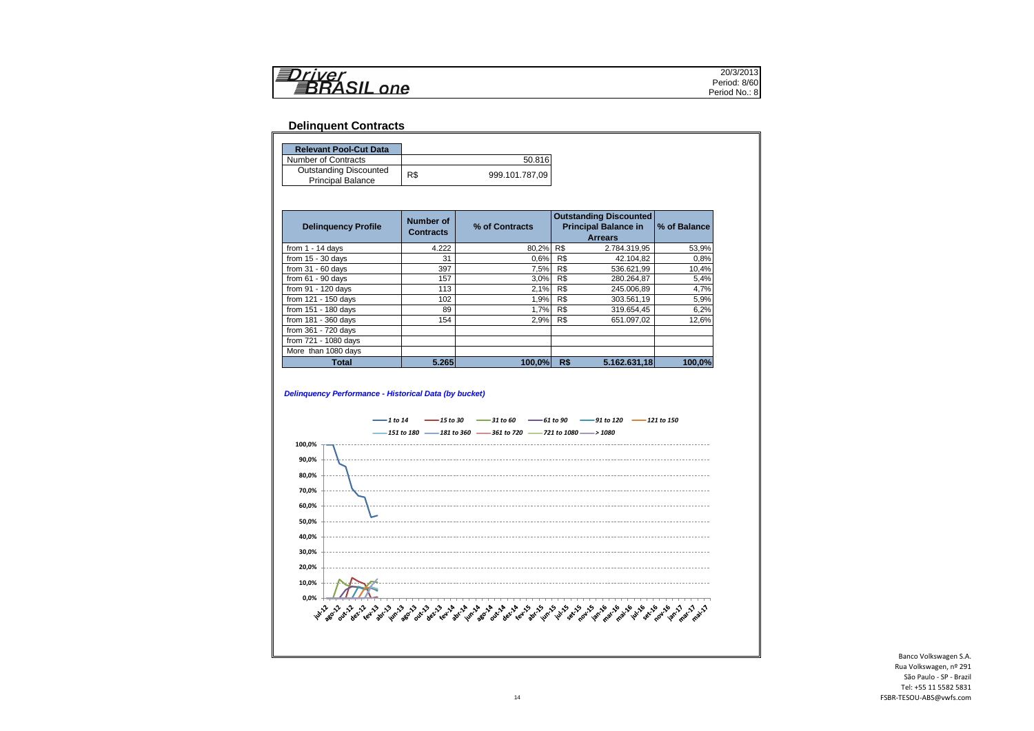**Driver BRASIL one**

20/3/2013
Period: 8/60
Period No.: 8

## Delinquent Contracts

| Relevant Pool-Cut Data | | |
|---|---|---|
| Number of Contracts | | 50.816 |
| Outstanding Discounted Principal Balance | R$ | 999.101.787,09 |

| Delinquency Profile | Number of Contracts | % of Contracts | Outstanding Discounted Principal Balance in Arrears | | % of Balance |
|---|---|---|---|---|---|
| from 1 - 14 days | 4.222 | 80,2% | R$ | 2.784.319,95 | 53,9% |
| from 15 - 30 days | 31 | 0,6% | R$ | 42.104,82 | 0,8% |
| from 31 - 60 days | 397 | 7,5% | R$ | 536.621,99 | 10,4% |
| from 61 - 90 days | 157 | 3,0% | R$ | 280.264,87 | 5,4% |
| from 91 - 120 days | 113 | 2,1% | R$ | 245.006,89 | 4,7% |
| from 121 - 150 days | 102 | 1,9% | R$ | 303.561,19 | 5,9% |
| from 151 - 180 days | 89 | 1,7% | R$ | 319.654,45 | 6,2% |
| from 181 - 360 days | 154 | 2,9% | R$ | 651.097,02 | 12,6% |
| from 361 - 720 days | | | | | |
| from 721 - 1080 days | | | | | |
| More than 1080 days | | | | | |
| **Total** | **5.265** | **100,0%** | **R$** | **5.162.631,18** | **100,0%** |

*Delinquency Performance - Historical Data (by bucket)*

Legend: 1 to 14; 15 to 30; 31 to 60; 61 to 90; 91 to 120; 121 to 150; 151 to 180; 181 to 360; 361 to 720; 721 to 1080; > 1080

Y-axis: 0,0% – 100,0%

X-axis: jul-12 to mai-17

Banco Volkswagen S.A.
Rua Volkswagen, nº 291
São Paulo - SP - Brazil
Tel: +55 11 5582 5831
FSBR-TESOU-ABS@vwfs.com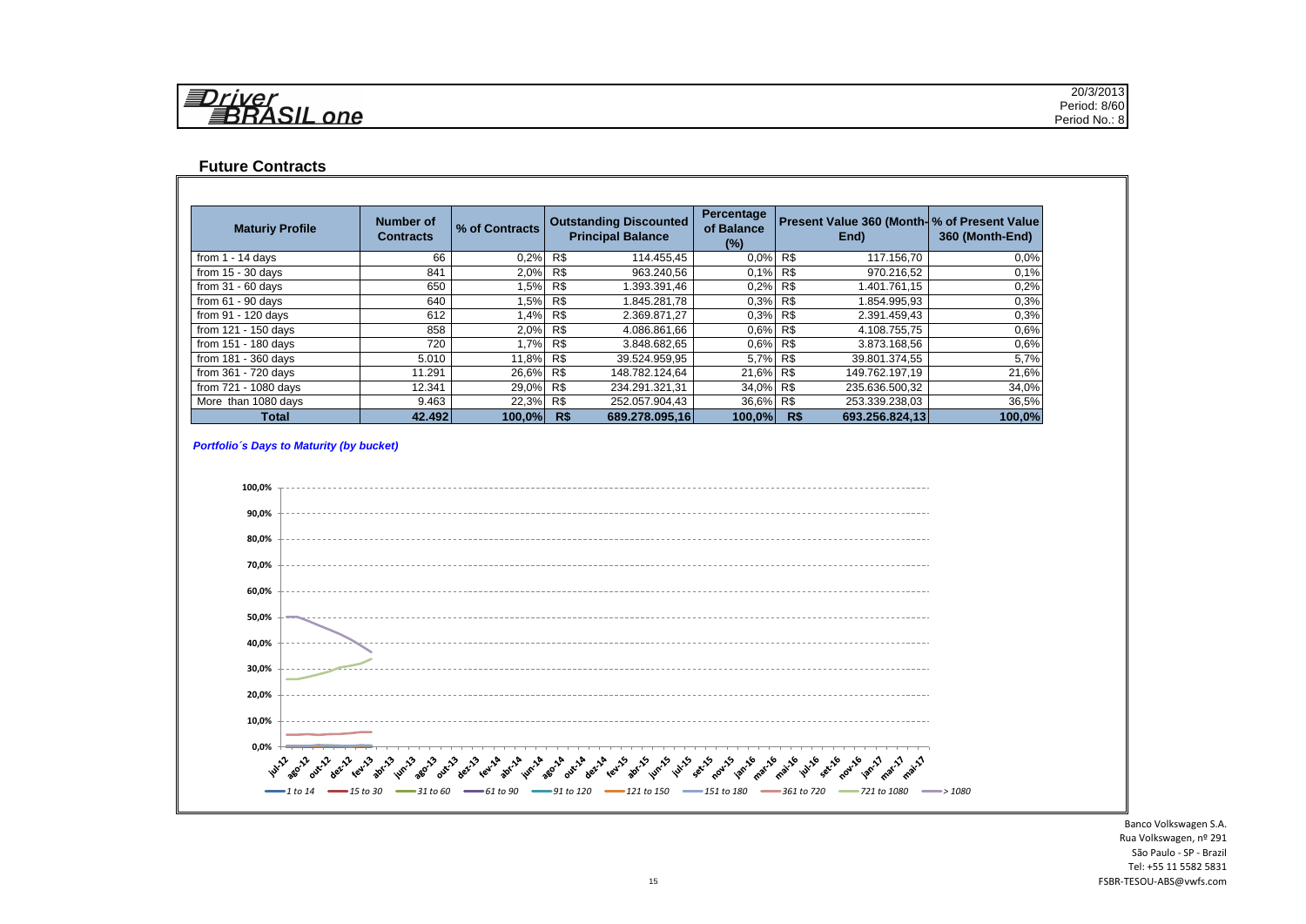Driver BRASIL one

20/3/2013
Period: 8/60
Period No.: 8

## Future Contracts

| Maturiy Profile | Number of Contracts | % of Contracts | Outstanding Discounted Principal Balance | Percentage of Balance (%) | Present Value 360 (Month-End) | % of Present Value 360 (Month-End) |
|---|---|---|---|---|---|---|
| from 1 - 14 days | 66 | 0,2% | R$ 114.455,45 | 0,0% | R$ 117.156,70 | 0,0% |
| from 15 - 30 days | 841 | 2,0% | R$ 963.240,56 | 0,1% | R$ 970.216,52 | 0,1% |
| from 31 - 60 days | 650 | 1,5% | R$ 1.393.391,46 | 0,2% | R$ 1.401.761,15 | 0,2% |
| from 61 - 90 days | 640 | 1,5% | R$ 1.845.281,78 | 0,3% | R$ 1.854.995,93 | 0,3% |
| from 91 - 120 days | 612 | 1,4% | R$ 2.369.871,27 | 0,3% | R$ 2.391.459,43 | 0,3% |
| from 121 - 150 days | 858 | 2,0% | R$ 4.086.861,66 | 0,6% | R$ 4.108.755,75 | 0,6% |
| from 151 - 180 days | 720 | 1,7% | R$ 3.848.682,65 | 0,6% | R$ 3.873.168,56 | 0,6% |
| from 181 - 360 days | 5.010 | 11,8% | R$ 39.524.959,95 | 5,7% | R$ 39.801.374,55 | 5,7% |
| from 361 - 720 days | 11.291 | 26,6% | R$ 148.782.124,64 | 21,6% | R$ 149.762.197,19 | 21,6% |
| from 721 - 1080 days | 12.341 | 29,0% | R$ 234.291.321,31 | 34,0% | R$ 235.636.500,32 | 34,0% |
| More than 1080 days | 9.463 | 22,3% | R$ 252.057.904,43 | 36,6% | R$ 253.339.238,03 | 36,5% |
| **Total** | **42.492** | **100,0%** | **R$ 689.278.095,16** | **100,0%** | **R$ 693.256.824,13** | **100,0%** |

***Portfolio´s Days to Maturity (by bucket)***

Banco Volkswagen S.A.
Rua Volkswagen, nº 291
São Paulo - SP - Brazil
Tel: +55 11 5582 5831
FSBR-TESOU-ABS@vwfs.com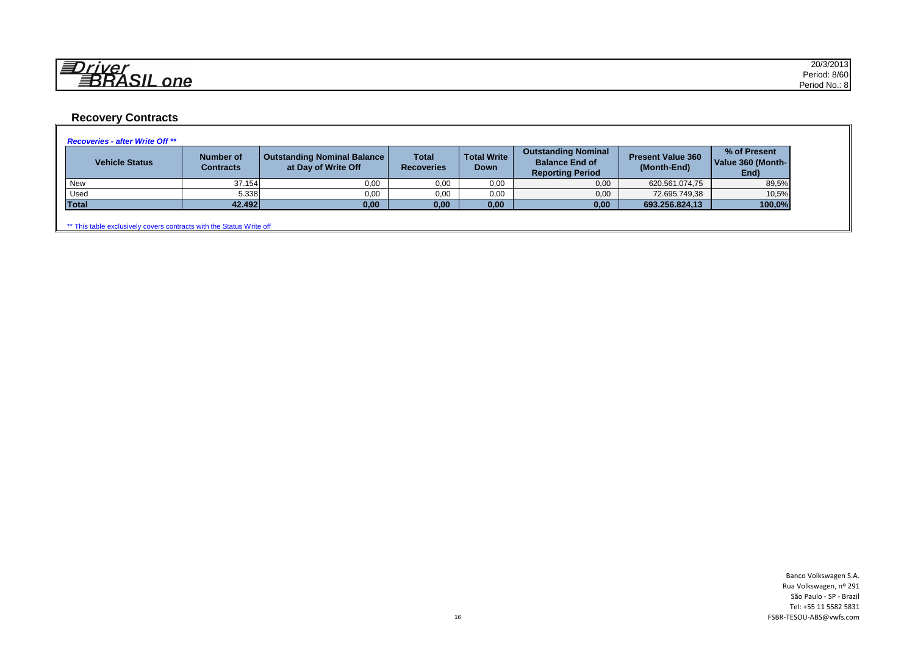Driver BRASIL one

20/3/2013
Period: 8/60
Period No.: 8

## Recovery Contracts

***Recoveries - after Write Off \*\****

| Vehicle Status | Number of Contracts | Outstanding Nominal Balance at Day of Write Off | Total Recoveries | Total Write Down | Outstanding Nominal Balance End of Reporting Period | Present Value 360 (Month-End) | % of Present Value 360 (Month-End) |
|---|---|---|---|---|---|---|---|
| New | 37.154 | 0,00 | 0,00 | 0,00 | 0,00 | 620.561.074,75 | 89,5% |
| Used | 5.338 | 0,00 | 0,00 | 0,00 | 0,00 | 72.695.749,38 | 10,5% |
| **Total** | **42.492** | **0,00** | **0,00** | **0,00** | **0,00** | **693.256.824,13** | **100,0%** |

** This table exclusively covers contracts with the Status Write off

Banco Volkswagen S.A.
Rua Volkswagen, nº 291
São Paulo - SP - Brazil
Tel: +55 11 5582 5831
FSBR-TESOU-ABS@vwfs.com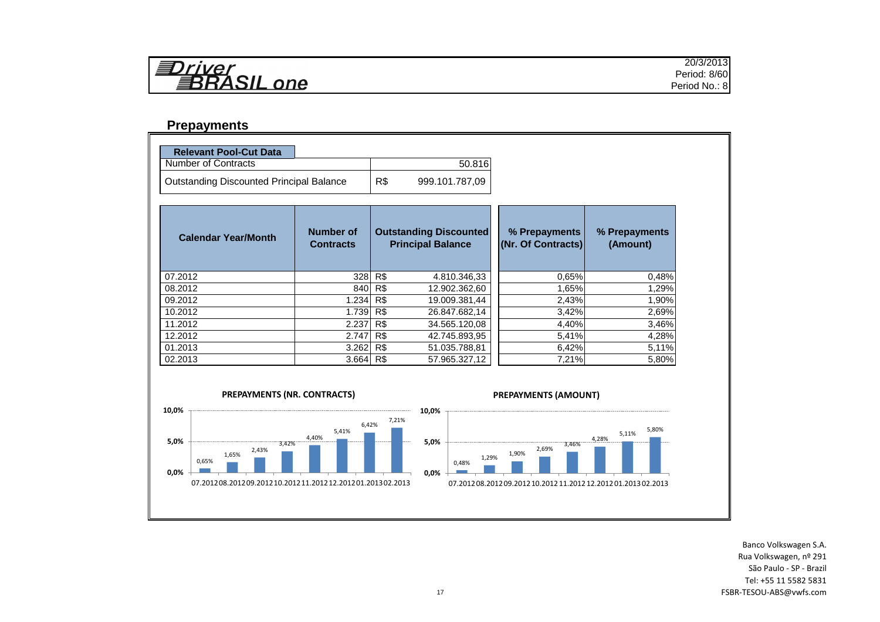Driver BRASIL one

20/3/2013
Period: 8/60
Period No.: 8

## Prepayments

| Relevant Pool-Cut Data | | |
|---|---|---|
| Number of Contracts | | 50.816 |
| Outstanding Discounted Principal Balance | R$ | 999.101.787,09 |

| Calendar Year/Month | Number of Contracts | | Outstanding Discounted Principal Balance | % Prepayments (Nr. Of Contracts) | % Prepayments (Amount) |
|---|---|---|---|---|---|
| 07.2012 | 328 | R$ | 4.810.346,33 | 0,65% | 0,48% |
| 08.2012 | 840 | R$ | 12.902.362,60 | 1,65% | 1,29% |
| 09.2012 | 1.234 | R$ | 19.009.381,44 | 2,43% | 1,90% |
| 10.2012 | 1.739 | R$ | 26.847.682,14 | 3,42% | 2,69% |
| 11.2012 | 2.237 | R$ | 34.565.120,08 | 4,40% | 3,46% |
| 12.2012 | 2.747 | R$ | 42.745.893,95 | 5,41% | 4,28% |
| 01.2013 | 3.262 | R$ | 51.035.788,81 | 6,42% | 5,11% |
| 02.2013 | 3.664 | R$ | 57.965.327,12 | 7,21% | 5,80% |

**PREPAYMENTS (NR. CONTRACTS)**

**PREPAYMENTS (AMOUNT)**

Banco Volkswagen S.A.
Rua Volkswagen, nº 291
São Paulo - SP - Brazil
Tel: +55 11 5582 5831
FSBR-TESOU-ABS@vwfs.com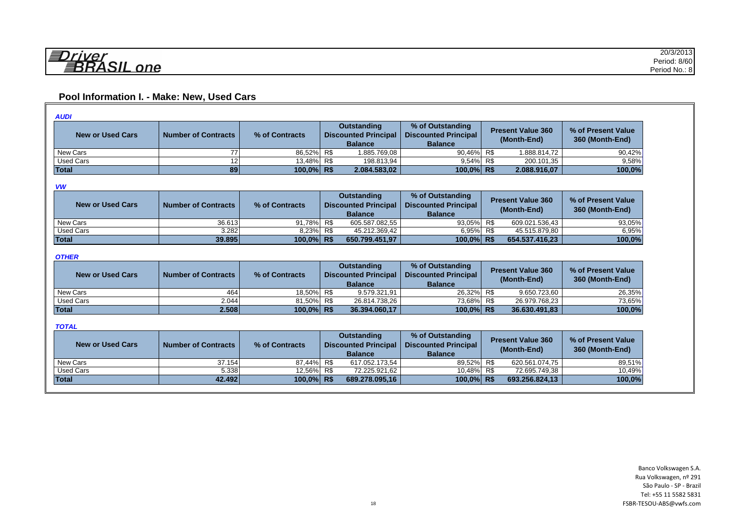Driver BRASIL one

20/3/2013
Period: 8/60
Period No.: 8

## Pool Information I. - Make: New, Used Cars

*AUDI*

| New or Used Cars | Number of Contracts | % of Contracts | Outstanding Discounted Principal Balance | % of Outstanding Discounted Principal Balance | Present Value 360 (Month-End) | % of Present Value 360 (Month-End) |
|---|---|---|---|---|---|---|
| New Cars | 77 | 86,52% | R$ 1.885.769,08 | 90,46% | R$ 1.888.814,72 | 90,42% |
| Used Cars | 12 | 13,48% | R$ 198.813,94 | 9,54% | R$ 200.101,35 | 9,58% |
| **Total** | **89** | **100,0%** | **R$ 2.084.583,02** | **100,0%** | **R$ 2.088.916,07** | **100,0%** |

*VW*

| New or Used Cars | Number of Contracts | % of Contracts | Outstanding Discounted Principal Balance | % of Outstanding Discounted Principal Balance | Present Value 360 (Month-End) | % of Present Value 360 (Month-End) |
|---|---|---|---|---|---|---|
| New Cars | 36.613 | 91,78% | R$ 605.587.082,55 | 93,05% | R$ 609.021.536,43 | 93,05% |
| Used Cars | 3.282 | 8,23% | R$ 45.212.369,42 | 6,95% | R$ 45.515.879,80 | 6,95% |
| **Total** | **39.895** | **100,0%** | **R$ 650.799.451,97** | **100,0%** | **R$ 654.537.416,23** | **100,0%** |

*OTHER*

| New or Used Cars | Number of Contracts | % of Contracts | Outstanding Discounted Principal Balance | % of Outstanding Discounted Principal Balance | Present Value 360 (Month-End) | % of Present Value 360 (Month-End) |
|---|---|---|---|---|---|---|
| New Cars | 464 | 18,50% | R$ 9.579.321,91 | 26,32% | R$ 9.650.723,60 | 26,35% |
| Used Cars | 2.044 | 81,50% | R$ 26.814.738,26 | 73,68% | R$ 26.979.768,23 | 73,65% |
| **Total** | **2.508** | **100,0%** | **R$ 36.394.060,17** | **100,0%** | **R$ 36.630.491,83** | **100,0%** |

*TOTAL*

| New or Used Cars | Number of Contracts | % of Contracts | Outstanding Discounted Principal Balance | % of Outstanding Discounted Principal Balance | Present Value 360 (Month-End) | % of Present Value 360 (Month-End) |
|---|---|---|---|---|---|---|
| New Cars | 37.154 | 87,44% | R$ 617.052.173,54 | 89,52% | R$ 620.561.074,75 | 89,51% |
| Used Cars | 5.338 | 12,56% | R$ 72.225.921,62 | 10,48% | R$ 72.695.749,38 | 10,49% |
| **Total** | **42.492** | **100,0%** | **R$ 689.278.095,16** | **100,0%** | **R$ 693.256.824,13** | **100,0%** |

Banco Volkswagen S.A.
Rua Volkswagen, nº 291
São Paulo - SP - Brazil
Tel: +55 11 5582 5831
FSBR-TESOU-ABS@vwfs.com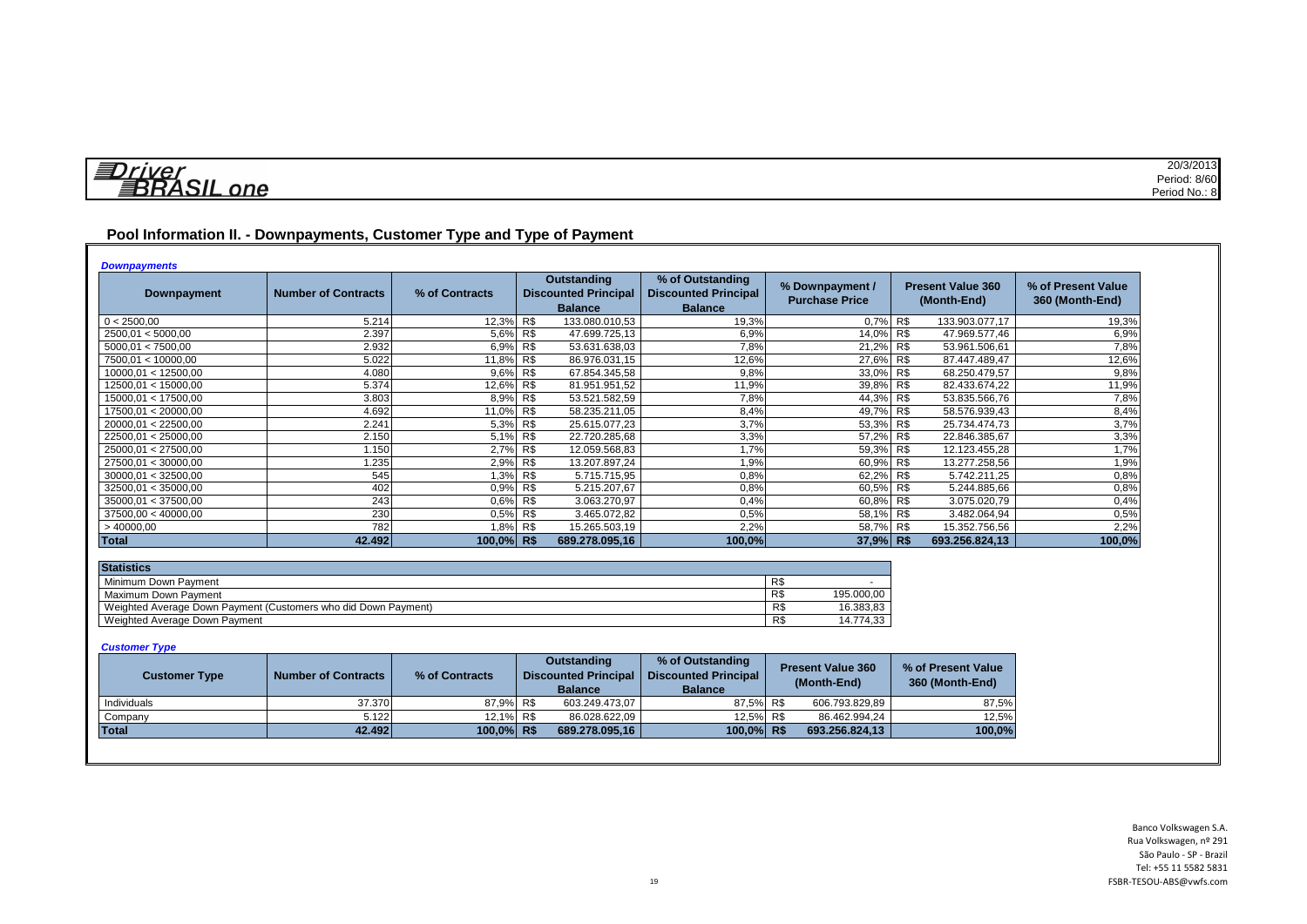Driver BRASIL one

20/3/2013
Period: 8/60
Period No.: 8

## Pool Information II. - Downpayments, Customer Type and Type of Payment

*Downpayments*

| Downpayment | Number of Contracts | % of Contracts | Outstanding Discounted Principal Balance | % of Outstanding Discounted Principal Balance | % Downpayment / Purchase Price | Present Value 360 (Month-End) | % of Present Value 360 (Month-End) |
|---|---|---|---|---|---|---|---|
| 0 < 2500,00 | 5.214 | 12,3% | R$ 133.080.010,53 | 19,3% | 0,7% | R$ 133.903.077,17 | 19,3% |
| 2500,01 < 5000,00 | 2.397 | 5,6% | R$ 47.699.725,13 | 6,9% | 14,0% | R$ 47.969.577,46 | 6,9% |
| 5000,01 < 7500,00 | 2.932 | 6,9% | R$ 53.631.638,03 | 7,8% | 21,2% | R$ 53.961.506,61 | 7,8% |
| 7500,01 < 10000,00 | 5.022 | 11,8% | R$ 86.976.031,15 | 12,6% | 27,6% | R$ 87.447.489,47 | 12,6% |
| 10000,01 < 12500,00 | 4.080 | 9,6% | R$ 67.854.345,58 | 9,8% | 33,0% | R$ 68.250.479,57 | 9,8% |
| 12500,01 < 15000,00 | 5.374 | 12,6% | R$ 81.951.951,52 | 11,9% | 39,8% | R$ 82.433.674,22 | 11,9% |
| 15000,01 < 17500,00 | 3.803 | 8,9% | R$ 53.521.582,59 | 7,8% | 44,3% | R$ 53.835.566,76 | 7,8% |
| 17500,01 < 20000,00 | 4.692 | 11,0% | R$ 58.235.211,05 | 8,4% | 49,7% | R$ 58.576.939,43 | 8,4% |
| 20000,01 < 22500,00 | 2.241 | 5,3% | R$ 25.615.077,23 | 3,7% | 53,3% | R$ 25.734.474,73 | 3,7% |
| 22500,01 < 25000,00 | 2.150 | 5,1% | R$ 22.720.285,68 | 3,3% | 57,2% | R$ 22.846.385,67 | 3,3% |
| 25000,01 < 27500,00 | 1.150 | 2,7% | R$ 12.059.568,83 | 1,7% | 59,3% | R$ 12.123.455,28 | 1,7% |
| 27500,01 < 30000,00 | 1.235 | 2,9% | R$ 13.207.897,24 | 1,9% | 60,9% | R$ 13.277.258,56 | 1,9% |
| 30000,01 < 32500,00 | 545 | 1,3% | R$ 5.715.715,95 | 0,8% | 62,2% | R$ 5.742.211,25 | 0,8% |
| 32500,01 < 35000,00 | 402 | 0,9% | R$ 5.215.207,67 | 0,8% | 60,5% | R$ 5.244.885,66 | 0,8% |
| 35000,01 < 37500,00 | 243 | 0,6% | R$ 3.063.270,97 | 0,4% | 60,8% | R$ 3.075.020,79 | 0,4% |
| 37500,01 < 40000,00 | 230 | 0,5% | R$ 3.465.072,82 | 0,5% | 58,1% | R$ 3.482.064,94 | 0,5% |
| > 40000,00 | 782 | 1,8% | R$ 15.265.503,19 | 2,2% | 58,7% | R$ 15.352.756,56 | 2,2% |
| **Total** | **42.492** | **100,0%** | **R$ 689.278.095,16** | **100,0%** | **37,9%** | **R$ 693.256.824,13** | **100,0%** |

| Statistics | |
|---|---|
| Minimum Down Payment | R$ - |
| Maximum Down Payment | R$ 195.000,00 |
| Weighted Average Down Payment (Customers who did Down Payment) | R$ 16.383,83 |
| Weighted Average Down Payment | R$ 14.774,33 |

*Customer Type*

| Customer Type | Number of Contracts | % of Contracts | Outstanding Discounted Principal Balance | % of Outstanding Discounted Principal Balance | Present Value 360 (Month-End) | % of Present Value 360 (Month-End) |
|---|---|---|---|---|---|---|
| Individuals | 37.370 | 87,9% | R$ 603.249.473,07 | 87,5% | R$ 606.793.829,89 | 87,5% |
| Company | 5.122 | 12,1% | R$ 86.028.622,09 | 12,5% | R$ 86.462.994,24 | 12,5% |
| **Total** | **42.492** | **100,0%** | **R$ 689.278.095,16** | **100,0%** | **R$ 693.256.824,13** | **100,0%** |

Banco Volkswagen S.A.
Rua Volkswagen, nº 291
São Paulo - SP - Brazil
Tel: +55 11 5582 5831
FSBR-TESOU-ABS@vwfs.com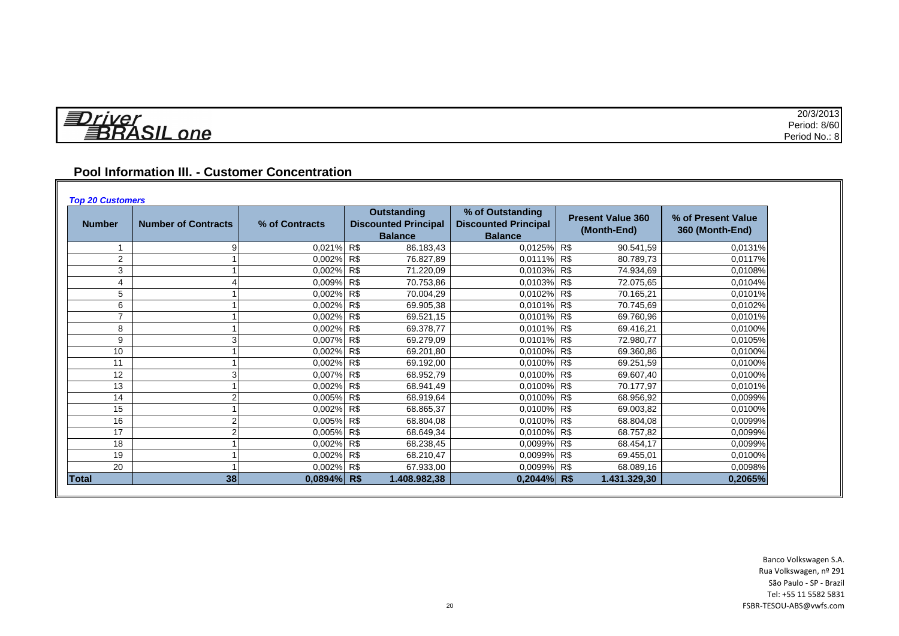**Driver BRASIL one**

20/3/2013
Period: 8/60
Period No.: 8

## Pool Information III. - Customer Concentration

***Top 20 Customers***

| Number | Number of Contracts | % of Contracts | Outstanding Discounted Principal Balance | % of Outstanding Discounted Principal Balance | Present Value 360 (Month-End) | % of Present Value 360 (Month-End) |
|---|---|---|---|---|---|---|
| 1 | 9 | 0,021% | R$ 86.183,43 | 0,0125% | R$ 90.541,59 | 0,0131% |
| 2 | 1 | 0,002% | R$ 76.827,89 | 0,0111% | R$ 80.789,73 | 0,0117% |
| 3 | 1 | 0,002% | R$ 71.220,09 | 0,0103% | R$ 74.934,69 | 0,0108% |
| 4 | 4 | 0,009% | R$ 70.753,86 | 0,0103% | R$ 72.075,65 | 0,0104% |
| 5 | 1 | 0,002% | R$ 70.004,29 | 0,0102% | R$ 70.165,21 | 0,0101% |
| 6 | 1 | 0,002% | R$ 69.905,38 | 0,0101% | R$ 70.745,69 | 0,0102% |
| 7 | 1 | 0,002% | R$ 69.521,15 | 0,0101% | R$ 69.760,96 | 0,0101% |
| 8 | 1 | 0,002% | R$ 69.378,77 | 0,0101% | R$ 69.416,21 | 0,0100% |
| 9 | 3 | 0,007% | R$ 69.279,09 | 0,0101% | R$ 72.980,77 | 0,0105% |
| 10 | 1 | 0,002% | R$ 69.201,80 | 0,0100% | R$ 69.360,86 | 0,0100% |
| 11 | 1 | 0,002% | R$ 69.192,00 | 0,0100% | R$ 69.251,59 | 0,0100% |
| 12 | 3 | 0,007% | R$ 68.952,79 | 0,0100% | R$ 69.607,40 | 0,0100% |
| 13 | 1 | 0,002% | R$ 68.941,49 | 0,0100% | R$ 70.177,97 | 0,0101% |
| 14 | 2 | 0,005% | R$ 68.919,64 | 0,0100% | R$ 68.956,92 | 0,0099% |
| 15 | 1 | 0,002% | R$ 68.865,37 | 0,0100% | R$ 69.003,82 | 0,0100% |
| 16 | 2 | 0,005% | R$ 68.804,08 | 0,0100% | R$ 68.804,08 | 0,0099% |
| 17 | 2 | 0,005% | R$ 68.649,34 | 0,0100% | R$ 68.757,82 | 0,0099% |
| 18 | 1 | 0,002% | R$ 68.238,45 | 0,0099% | R$ 68.454,17 | 0,0099% |
| 19 | 1 | 0,002% | R$ 68.210,47 | 0,0099% | R$ 69.455,01 | 0,0100% |
| 20 | 1 | 0,002% | R$ 67.933,00 | 0,0099% | R$ 68.089,16 | 0,0098% |
| **Total** | **38** | **0,0894%** | **R$ 1.408.982,38** | **0,2044%** | **R$ 1.431.329,30** | **0,2065%** |

Banco Volkswagen S.A.
Rua Volkswagen, nº 291
São Paulo - SP - Brazil
Tel: +55 11 5582 5831
FSBR-TESOU-ABS@vwfs.com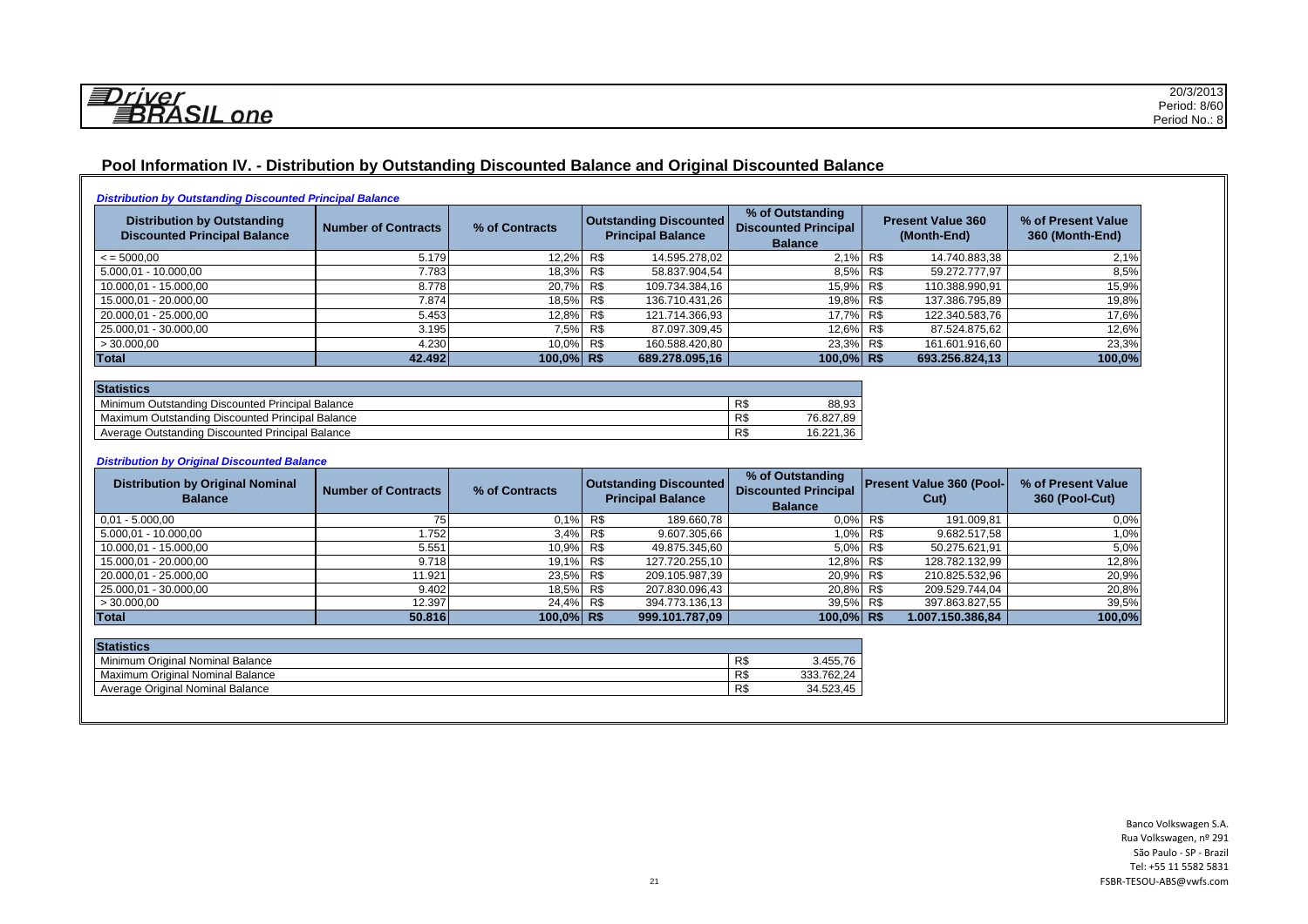Driver BRASIL one

20/3/2013
Period: 8/60
Period No.: 8

## Pool Information IV. - Distribution by Outstanding Discounted Balance and Original Discounted Balance

*Distribution by Outstanding Discounted Principal Balance*

| Distribution by Outstanding Discounted Principal Balance | Number of Contracts | % of Contracts | Outstanding Discounted Principal Balance | % of Outstanding Discounted Principal Balance | Present Value 360 (Month-End) | % of Present Value 360 (Month-End) |
|---|---|---|---|---|---|---|
| < = 5000,00 | 5.179 | 12,2% | R$ 14.595.278,02 | 2,1% | R$ 14.740.883,38 | 2,1% |
| 5.000,01 - 10.000,00 | 7.783 | 18,3% | R$ 58.837.904,54 | 8,5% | R$ 59.272.777,97 | 8,5% |
| 10.000,01 - 15.000,00 | 8.778 | 20,7% | R$ 109.734.384,16 | 15,9% | R$ 110.388.990,91 | 15,9% |
| 15.000,01 - 20.000,00 | 7.874 | 18,5% | R$ 136.710.431,26 | 19,8% | R$ 137.386.795,89 | 19,8% |
| 20.000,01 - 25.000,00 | 5.453 | 12,8% | R$ 121.714.366,93 | 17,7% | R$ 122.340.583,76 | 17,6% |
| 25.000,01 - 30.000,00 | 3.195 | 7,5% | R$ 87.097.309,45 | 12,6% | R$ 87.524.875,62 | 12,6% |
| > 30.000,00 | 4.230 | 10,0% | R$ 160.588.420,80 | 23,3% | R$ 161.601.916,60 | 23,3% |
| **Total** | **42.492** | **100,0%** | **R$ 689.278.095,16** | **100,0%** | **R$ 693.256.824,13** | **100,0%** |

| Statistics | |
|---|---|
| Minimum Outstanding Discounted Principal Balance | R$ 88,93 |
| Maximum Outstanding Discounted Principal Balance | R$ 76.827,89 |
| Average Outstanding Discounted Principal Balance | R$ 16.221,36 |

*Distribution by Original Discounted Balance*

| Distribution by Original Nominal Balance | Number of Contracts | % of Contracts | Outstanding Discounted Principal Balance | % of Outstanding Discounted Principal Balance | Present Value 360 (Pool-Cut) | % of Present Value 360 (Pool-Cut) |
|---|---|---|---|---|---|---|
| 0,01 - 5.000,00 | 75 | 0,1% | R$ 189.660,78 | 0,0% | R$ 191.009,81 | 0,0% |
| 5.000,01 - 10.000,00 | 1.752 | 3,4% | R$ 9.607.305,66 | 1,0% | R$ 9.682.517,58 | 1,0% |
| 10.000,01 - 15.000,00 | 5.551 | 10,9% | R$ 49.875.345,60 | 5,0% | R$ 50.275.621,91 | 5,0% |
| 15.000,01 - 20.000,00 | 9.718 | 19,1% | R$ 127.720.255,10 | 12,8% | R$ 128.782.132,99 | 12,8% |
| 20.000,01 - 25.000,00 | 11.921 | 23,5% | R$ 209.105.987,39 | 20,9% | R$ 210.825.532,96 | 20,9% |
| 25.000,01 - 30.000,00 | 9.402 | 18,5% | R$ 207.830.096,43 | 20,8% | R$ 209.529.744,04 | 20,8% |
| > 30.000,00 | 12.397 | 24,4% | R$ 394.773.136,13 | 39,5% | R$ 397.863.827,55 | 39,5% |
| **Total** | **50.816** | **100,0%** | **R$ 999.101.787,09** | **100,0%** | **R$ 1.007.150.386,84** | **100,0%** |

| Statistics | |
|---|---|
| Minimum Original Nominal Balance | R$ 3.455,76 |
| Maximum Original Nominal Balance | R$ 333.762,24 |
| Average Original Nominal Balance | R$ 34.523,45 |

Banco Volkswagen S.A.
Rua Volkswagen, nº 291
São Paulo - SP - Brazil
Tel: +55 11 5582 5831
FSBR-TESOU-ABS@vwfs.com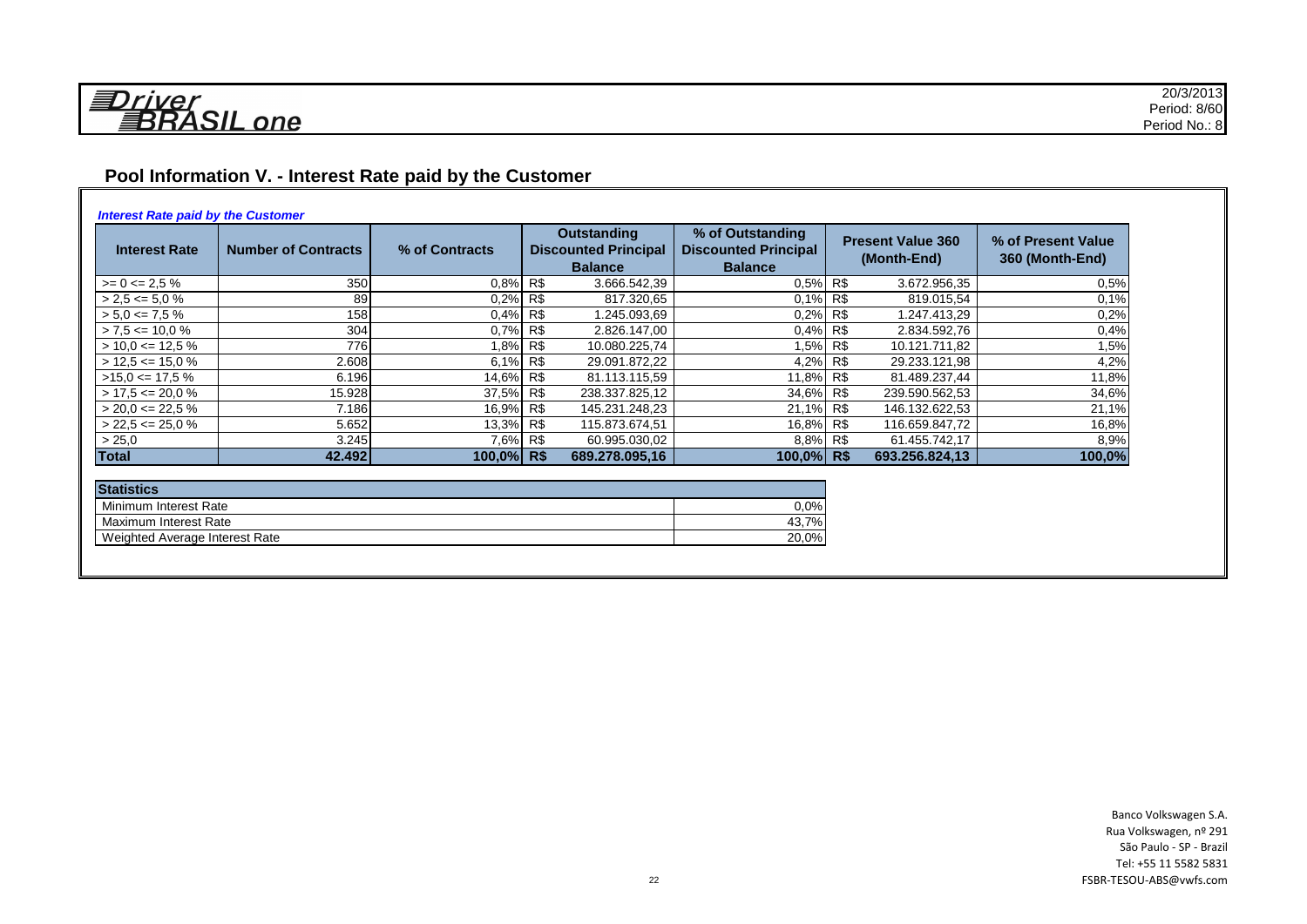Driver BRASIL one

20/3/2013
Period: 8/60
Period No.: 8

## Pool Information V. - Interest Rate paid by the Customer

*Interest Rate paid by the Customer*

| Interest Rate | Number of Contracts | % of Contracts | Outstanding Discounted Principal Balance | % of Outstanding Discounted Principal Balance | Present Value 360 (Month-End) | % of Present Value 360 (Month-End) |
|---|---|---|---|---|---|---|
| >= 0 <= 2,5 % | 350 | 0,8% | R$ 3.666.542,39 | 0,5% | R$ 3.672.956,35 | 0,5% |
| > 2,5 <= 5,0 % | 89 | 0,2% | R$ 817.320,65 | 0,1% | R$ 819.015,54 | 0,1% |
| > 5,0 <= 7,5 % | 158 | 0,4% | R$ 1.245.093,69 | 0,2% | R$ 1.247.413,29 | 0,2% |
| > 7,5 <= 10,0 % | 304 | 0,7% | R$ 2.826.147,00 | 0,4% | R$ 2.834.592,76 | 0,4% |
| > 10,0 <= 12,5 % | 776 | 1,8% | R$ 10.080.225,74 | 1,5% | R$ 10.121.711,82 | 1,5% |
| > 12,5 <= 15,0 % | 2.608 | 6,1% | R$ 29.091.872,22 | 4,2% | R$ 29.233.121,98 | 4,2% |
| >15,0 <= 17,5 % | 6.196 | 14,6% | R$ 81.113.115,59 | 11,8% | R$ 81.489.237,44 | 11,8% |
| > 17,5 <= 20,0 % | 15.928 | 37,5% | R$ 238.337.825,12 | 34,6% | R$ 239.590.562,53 | 34,6% |
| > 20,0 <= 22,5 % | 7.186 | 16,9% | R$ 145.231.248,23 | 21,1% | R$ 146.132.622,53 | 21,1% |
| > 22,5 <= 25,0 % | 5.652 | 13,3% | R$ 115.873.674,51 | 16,8% | R$ 116.659.847,72 | 16,8% |
| > 25,0 | 3.245 | 7,6% | R$ 60.995.030,02 | 8,8% | R$ 61.455.742,17 | 8,9% |
| **Total** | **42.492** | **100,0%** | **R$ 689.278.095,16** | **100,0%** | **R$ 693.256.824,13** | **100,0%** |

| Statistics | |
|---|---|
| Minimum Interest Rate | 0,0% |
| Maximum Interest Rate | 43,7% |
| Weighted Average Interest Rate | 20,0% |

Banco Volkswagen S.A.
Rua Volkswagen, nº 291
São Paulo - SP - Brazil
Tel: +55 11 5582 5831
FSBR-TESOU-ABS@vwfs.com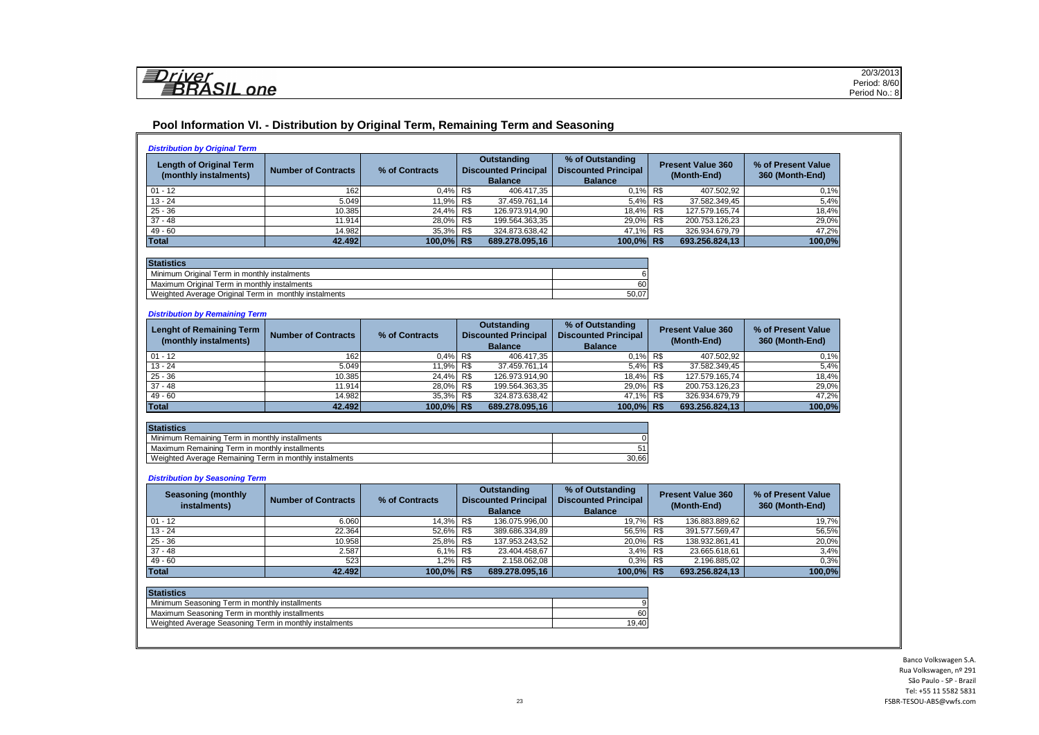# Driver BRASIL one

20/3/2013
Period: 8/60
Period No.: 8

## Pool Information VI. - Distribution by Original Term, Remaining Term and Seasoning

### *Distribution by Original Term*

| Length of Original Term (monthly instalments) | Number of Contracts | % of Contracts | Outstanding Discounted Principal Balance | % of Outstanding Discounted Principal Balance | Present Value 360 (Month-End) | % of Present Value 360 (Month-End) |
|---|---|---|---|---|---|---|
| 01 - 12 | 162 | 0,4% | R$ 406.417,35 | 0,1% | R$ 407.502,92 | 0,1% |
| 13 - 24 | 5.049 | 11,9% | R$ 37.459.761,14 | 5,4% | R$ 37.582.349,45 | 5,4% |
| 25 - 36 | 10.385 | 24,4% | R$ 126.973.914,90 | 18,4% | R$ 127.579.165,74 | 18,4% |
| 37 - 48 | 11.914 | 28,0% | R$ 199.564.363,35 | 29,0% | R$ 200.753.126,23 | 29,0% |
| 49 - 60 | 14.982 | 35,3% | R$ 324.873.638,42 | 47,1% | R$ 326.934.679,79 | 47,2% |
| **Total** | **42.492** | **100,0%** | **R$ 689.278.095,16** | **100,0%** | **R$ 693.256.824,13** | **100,0%** |

| Statistics | |
|---|---|
| Minimum Original Term in monthly instalments | 6 |
| Maximum Original Term in monthly instalments | 60 |
| Weighted Average Original Term in monthly instalments | 50,07 |

### *Distribution by Remaining Term*

| Lenght of Remaining Term (monthly instalments) | Number of Contracts | % of Contracts | Outstanding Discounted Principal Balance | % of Outstanding Discounted Principal Balance | Present Value 360 (Month-End) | % of Present Value 360 (Month-End) |
|---|---|---|---|---|---|---|
| 01 - 12 | 162 | 0,4% | R$ 406.417,35 | 0,1% | R$ 407.502,92 | 0,1% |
| 13 - 24 | 5.049 | 11,9% | R$ 37.459.761,14 | 5,4% | R$ 37.582.349,45 | 5,4% |
| 25 - 36 | 10.385 | 24,4% | R$ 126.973.914,90 | 18,4% | R$ 127.579.165,74 | 18,4% |
| 37 - 48 | 11.914 | 28,0% | R$ 199.564.363,35 | 29,0% | R$ 200.753.126,23 | 29,0% |
| 49 - 60 | 14.982 | 35,3% | R$ 324.873.638,42 | 47,1% | R$ 326.934.679,79 | 47,2% |
| **Total** | **42.492** | **100,0%** | **R$ 689.278.095,16** | **100,0%** | **R$ 693.256.824,13** | **100,0%** |

| Statistics | |
|---|---|
| Minimum Remaining Term in monthly installments | 0 |
| Maximum Remaining Term in monthly installments | 51 |
| Weighted Average Remaining Term in monthly instalments | 30,66 |

### *Distribution by Seasoning Term*

| Seasoning (monthly instalments) | Number of Contracts | % of Contracts | Outstanding Discounted Principal Balance | % of Outstanding Discounted Principal Balance | Present Value 360 (Month-End) | % of Present Value 360 (Month-End) |
|---|---|---|---|---|---|---|
| 01 - 12 | 6.060 | 14,3% | R$ 136.075.996,00 | 19,7% | R$ 136.883.889,62 | 19,7% |
| 13 - 24 | 22.364 | 52,6% | R$ 389.686.334,89 | 56,5% | R$ 391.577.569,47 | 56,5% |
| 25 - 36 | 10.958 | 25,8% | R$ 137.953.243,52 | 20,0% | R$ 138.932.861,41 | 20,0% |
| 37 - 48 | 2.587 | 6,1% | R$ 23.404.458,67 | 3,4% | R$ 23.665.618,61 | 3,4% |
| 49 - 60 | 523 | 1,2% | R$ 2.158.062,08 | 0,3% | R$ 2.196.885,02 | 0,3% |
| **Total** | **42.492** | **100,0%** | **R$ 689.278.095,16** | **100,0%** | **R$ 693.256.824,13** | **100,0%** |

| Statistics | |
|---|---|
| Minimum Seasoning Term in monthly installments | 9 |
| Maximum Seasoning Term in monthly installments | 60 |
| Weighted Average Seasoning Term in monthly installments | 19,40 |

Banco Volkswagen S.A.
Rua Volkswagen, nº 291
São Paulo - SP - Brazil
Tel: +55 11 5582 5831
FSBR-TESOU-ABS@vwfs.com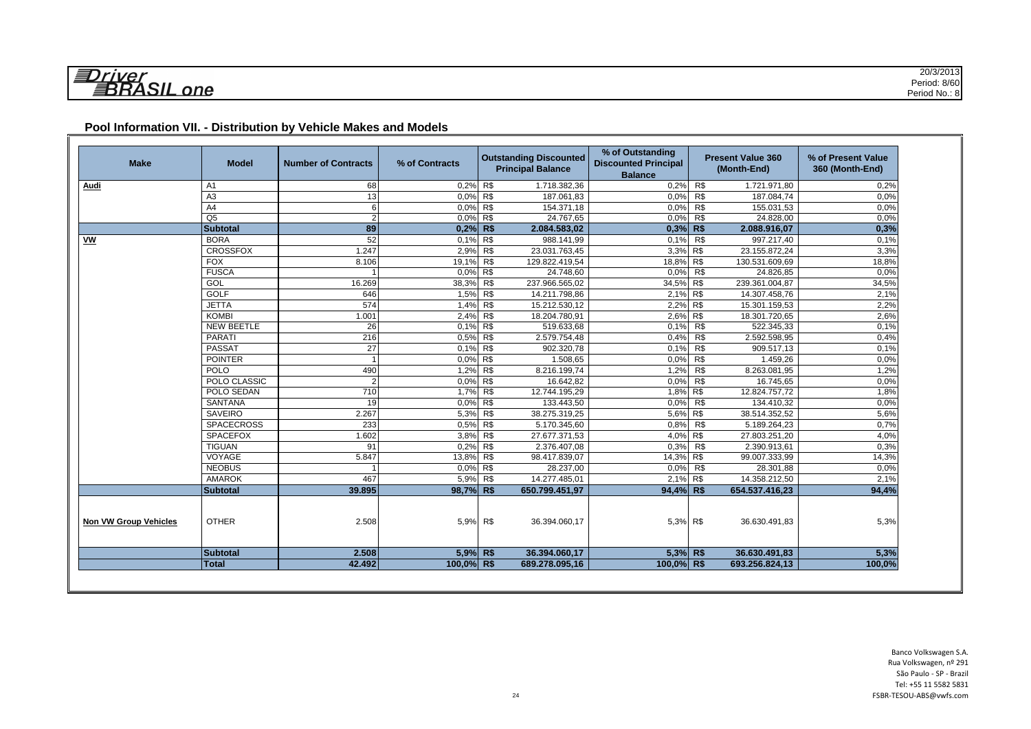Driver BRASIL one

20/3/2013
Period: 8/60
Period No.: 8

## Pool Information VII. - Distribution by Vehicle Makes and Models

| Make | Model | Number of Contracts | % of Contracts | Outstanding Discounted Principal Balance | % of Outstanding Discounted Principal Balance | Present Value 360 (Month-End) | % of Present Value 360 (Month-End) |
|---|---|---|---|---|---|---|---|
| **Audi** | A1 | 68 | 0,2% | R$ 1.718.382,36 | 0,2% | R$ 1.721.971,80 | 0,2% |
| | A3 | 13 | 0,0% | R$ 187.061,83 | 0,0% | R$ 187.084,74 | 0,0% |
| | A4 | 6 | 0,0% | R$ 154.371,18 | 0,0% | R$ 155.031,53 | 0,0% |
| | Q5 | 2 | 0,0% | R$ 24.767,65 | 0,0% | R$ 24.828,00 | 0,0% |
| | **Subtotal** | **89** | **0,2%** | **R$ 2.084.583,02** | **0,3%** | **R$ 2.088.916,07** | **0,3%** |
| **VW** | BORA | 52 | 0,1% | R$ 988.141,99 | 0,1% | R$ 997.217,40 | 0,1% |
| | CROSSFOX | 1.247 | 2,9% | R$ 23.031.763,45 | 3,3% | R$ 23.155.872,24 | 3,3% |
| | FOX | 8.106 | 19,1% | R$ 129.822.419,54 | 18,8% | R$ 130.531.609,69 | 18,8% |
| | FUSCA | 1 | 0,0% | R$ 24.748,60 | 0,0% | R$ 24.826,85 | 0,0% |
| | GOL | 16.269 | 38,3% | R$ 237.966.565,02 | 34,5% | R$ 239.361.004,87 | 34,5% |
| | GOLF | 646 | 1,5% | R$ 14.211.798,86 | 2,1% | R$ 14.307.458,76 | 2,1% |
| | JETTA | 574 | 1,4% | R$ 15.212.530,12 | 2,2% | R$ 15.301.159,53 | 2,2% |
| | KOMBI | 1.001 | 2,4% | R$ 18.204.780,91 | 2,6% | R$ 18.301.720,65 | 2,6% |
| | NEW BEETLE | 26 | 0,1% | R$ 519.633,68 | 0,1% | R$ 522.345,33 | 0,1% |
| | PARATI | 216 | 0,5% | R$ 2.579.754,48 | 0,4% | R$ 2.592.598,95 | 0,4% |
| | PASSAT | 27 | 0,1% | R$ 902.320,78 | 0,1% | R$ 909.517,13 | 0,1% |
| | POINTER | 1 | 0,0% | R$ 1.508,65 | 0,0% | R$ 1.459,26 | 0,0% |
| | POLO | 490 | 1,2% | R$ 8.216.199,74 | 1,2% | R$ 8.263.081,95 | 1,2% |
| | POLO CLASSIC | 2 | 0,0% | R$ 16.642,82 | 0,0% | R$ 16.745,65 | 0,0% |
| | POLO SEDAN | 710 | 1,7% | R$ 12.744.195,29 | 1,8% | R$ 12.824.757,72 | 1,8% |
| | SANTANA | 19 | 0,0% | R$ 133.443,50 | 0,0% | R$ 134.410,32 | 0,0% |
| | SAVEIRO | 2.267 | 5,3% | R$ 38.275.319,25 | 5,6% | R$ 38.514.352,52 | 5,6% |
| | SPACECROSS | 233 | 0,5% | R$ 5.170.345,60 | 0,8% | R$ 5.189.264,23 | 0,7% |
| | SPACEFOX | 1.602 | 3,8% | R$ 27.677.371,53 | 4,0% | R$ 27.803.251,20 | 4,0% |
| | TIGUAN | 91 | 0,2% | R$ 2.376.407,08 | 0,3% | R$ 2.390.913,61 | 0,3% |
| | VOYAGE | 5.847 | 13,8% | R$ 98.417.839,07 | 14,3% | R$ 99.007.333,99 | 14,3% |
| | NEOBUS | 1 | 0,0% | R$ 28.237,00 | 0,0% | R$ 28.301,88 | 0,0% |
| | AMAROK | 467 | 5,9% | R$ 14.277.485,01 | 2,1% | R$ 14.358.212,50 | 2,1% |
| | **Subtotal** | **39.895** | **98,7%** | **R$ 650.799.451,97** | **94,4%** | **R$ 654.537.416,23** | **94,4%** |
| **Non VW Group Vehicles** | OTHER | 2.508 | 5,9% | R$ 36.394.060,17 | 5,3% | R$ 36.630.491,83 | 5,3% |
| | **Subtotal** | **2.508** | **5,9%** | **R$ 36.394.060,17** | **5,3%** | **R$ 36.630.491,83** | **5,3%** |
| | **Total** | **42.492** | **100,0%** | **R$ 689.278.095,16** | **100,0%** | **R$ 693.256.824,13** | **100,0%** |

Banco Volkswagen S.A.
Rua Volkswagen, nº 291
São Paulo - SP - Brazil
Tel: +55 11 5582 5831
FSBR-TESOU-ABS@vwfs.com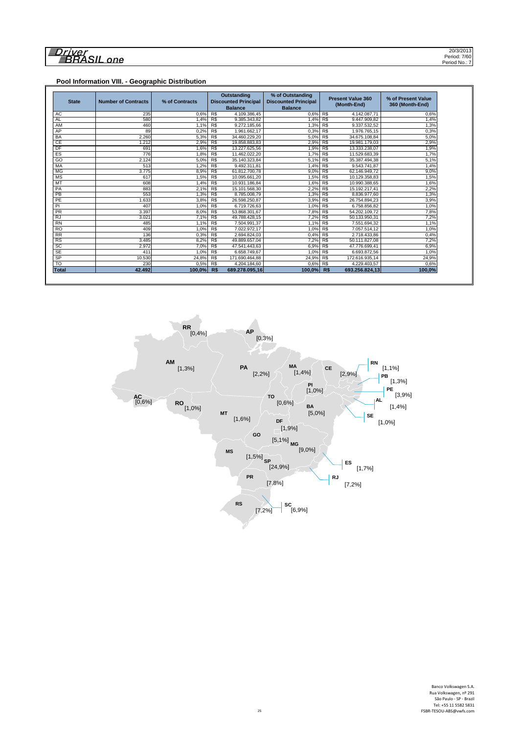## Pool Information VIII. - Geographic Distribution

| State | Number of Contracts | % of Contracts | Outstanding Discounted Principal Balance | % of Outstanding Discounted Principal Balance | Present Value 360 (Month-End) | % of Present Value 360 (Month-End) |
|---|---|---|---|---|---|---|
| AC | 235 | 0,6% | R$ 4.109.386,45 | 0,6% | R$ 4.142.087,71 | 0,6% |
| AL | 580 | 1,4% | R$ 9.385.343,82 | 1,4% | R$ 9.447.909,82 | 1,4% |
| AM | 460 | 1,1% | R$ 9.272.185,66 | 1,3% | R$ 9.337.532,52 | 1,3% |
| AP | 89 | 0,2% | R$ 1.961.662,17 | 0,3% | R$ 1.976.765,15 | 0,3% |
| BA | 2.260 | 5,3% | R$ 34.460.229,20 | 5,0% | R$ 34.675.108,84 | 5,0% |
| CE | 1.212 | 2,9% | R$ 19.858.883,83 | 2,9% | R$ 19.981.179,03 | 2,9% |
| DF | 691 | 1,6% | R$ 13.227.625,56 | 1,9% | R$ 13.333.238,07 | 1,9% |
| ES | 776 | 1,8% | R$ 11.462.022,20 | 1,7% | R$ 11.529.683,39 | 1,7% |
| GO | 2.124 | 5,0% | R$ 35.140.323,84 | 5,1% | R$ 35.387.494,38 | 5,1% |
| MA | 513 | 1,2% | R$ 9.492.311,81 | 1,4% | R$ 9.543.741,87 | 1,4% |
| MG | 3.775 | 8,9% | R$ 61.812.700,78 | 9,0% | R$ 62.146.949,72 | 9,0% |
| MS | 617 | 1,5% | R$ 10.095.661,20 | 1,5% | R$ 10.129.358,83 | 1,5% |
| MT | 608 | 1,4% | R$ 10.931.186,84 | 1,6% | R$ 10.990.388,65 | 1,6% |
| PA | 883 | 2,1% | R$ 15.101.568,30 | 2,2% | R$ 15.192.217,41 | 2,2% |
| PB | 553 | 1,3% | R$ 8.785.008,79 | 1,3% | R$ 8.836.977,60 | 1,3% |
| PE | 1.633 | 3,8% | R$ 26.598.250,87 | 3,9% | R$ 26.754.894,23 | 3,9% |
| PI | 407 | 1,0% | R$ 6.719.726,63 | 1,0% | R$ 6.758.856,82 | 1,0% |
| PR | 3.397 | 8,0% | R$ 53.868.301,67 | 7,8% | R$ 54.202.109,72 | 7,8% |
| RJ | 3.021 | 7,1% | R$ 49.788.428,15 | 7,2% | R$ 50.133.950,31 | 7,2% |
| RN | 485 | 1,1% | R$ 7.504.991,37 | 1,1% | R$ 7.551.694,32 | 1,1% |
| RO | 409 | 1,0% | R$ 7.022.972,17 | 1,0% | R$ 7.057.514,12 | 1,0% |
| RR | 136 | 0,3% | R$ 2.694.824,03 | 0,4% | R$ 2.718.433,86 | 0,4% |
| RS | 3.485 | 8,2% | R$ 49.889.657,04 | 7,2% | R$ 50.111.827,08 | 7,2% |
| SC | 2.972 | 7,0% | R$ 47.541.443,63 | 6,9% | R$ 47.776.699,41 | 6,9% |
| SE | 411 | 1,0% | R$ 6.658.749,67 | 1,0% | R$ 6.693.872,56 | 1,0% |
| SP | 10.530 | 24,8% | R$ 171.690.464,88 | 24,9% | R$ 172.616.935,14 | 24,9% |
| TO | 230 | 0,5% | R$ 4.204.184,60 | 0,6% | R$ 4.229.403,57 | 0,6% |
| **Total** | **42.492** | **100,0%** | **R$ 689.278.095,16** | **100,0%** | **R$ 693.256.824,13** | **100,0%** |

Banco Volkswagen S.A.
Rua Volkswagen, nº 291
São Paulo - SP - Brazil
Tel: +55 11 5582 5831
FSBR-TESOU-ABS@vwfs.com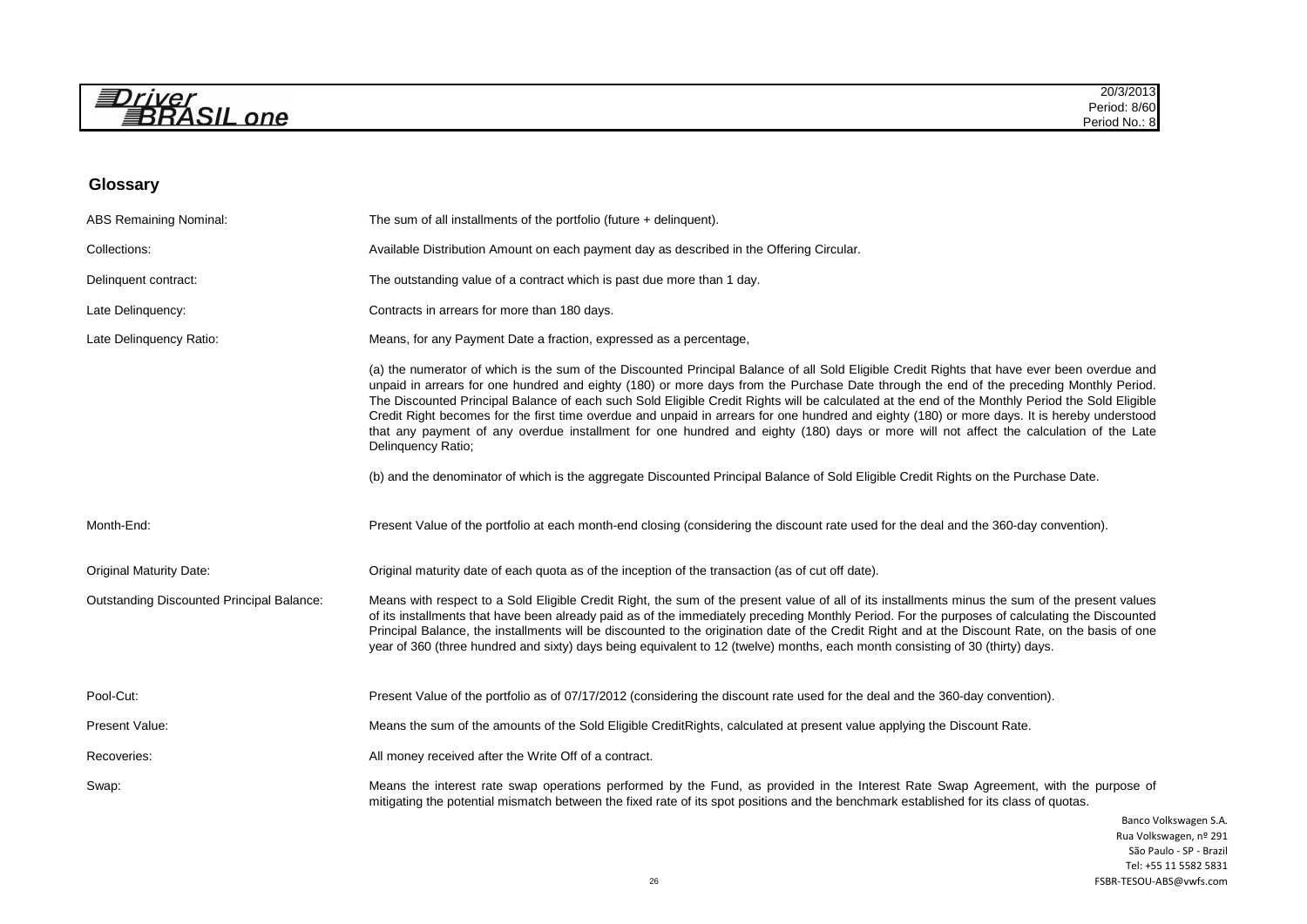## Glossary

| | |
|---|---|
| ABS Remaining Nominal: | The sum of all installments of the portfolio (future + delinquent). |
| Collections: | Available Distribution Amount on each payment day as described in the Offering Circular. |
| Delinquent contract: | The outstanding value of a contract which is past due more than 1 day. |
| Late Delinquency: | Contracts in arrears for more than 180 days. |
| Late Delinquency Ratio: | Means, for any Payment Date a fraction, expressed as a percentage,<br><br>(a) the numerator of which is the sum of the Discounted Principal Balance of all Sold Eligible Credit Rights that have ever been overdue and unpaid in arrears for one hundred and eighty (180) or more days from the Purchase Date through the end of the preceding Monthly Period. The Discounted Principal Balance of each such Sold Eligible Credit Rights will be calculated at the end of the Monthly Period the Sold Eligible Credit Right becomes for the first time overdue and unpaid in arrears for one hundred and eighty (180) or more days. It is hereby understood that any payment of any overdue installment for one hundred and eighty (180) days or more will not affect the calculation of the Late Delinquency Ratio;<br><br>(b) and the denominator of which is the aggregate Discounted Principal Balance of Sold Eligible Credit Rights on the Purchase Date. |
| Month-End: | Present Value of the portfolio at each month-end closing (considering the discount rate used for the deal and the 360-day convention). |
| Original Maturity Date: | Original maturity date of each quota as of the inception of the transaction (as of cut off date). |
| Outstanding Discounted Principal Balance: | Means with respect to a Sold Eligible Credit Right, the sum of the present value of all of its installments minus the sum of the present values of its installments that have been already paid as of the immediately preceding Monthly Period. For the purposes of calculating the Discounted Principal Balance, the installments will be discounted to the origination date of the Credit Right and at the Discount Rate, on the basis of one year of 360 (three hundred and sixty) days being equivalent to 12 (twelve) months, each month consisting of 30 (thirty) days. |
| Pool-Cut: | Present Value of the portfolio as of 07/17/2012 (considering the discount rate used for the deal and the 360-day convention). |
| Present Value: | Means the sum of the amounts of the Sold Eligible CreditRights, calculated at present value applying the Discount Rate. |
| Recoveries: | All money received after the Write Off of a contract. |
| Swap: | Means the interest rate swap operations performed by the Fund, as provided in the Interest Rate Swap Agreement, with the purpose of mitigating the potential mismatch between the fixed rate of its spot positions and the benchmark established for its class of quotas. |

Banco Volkswagen S.A.
Rua Volkswagen, nº 291
São Paulo - SP - Brazil
Tel: +55 11 5582 5831
FSBR-TESOU-ABS@vwfs.com